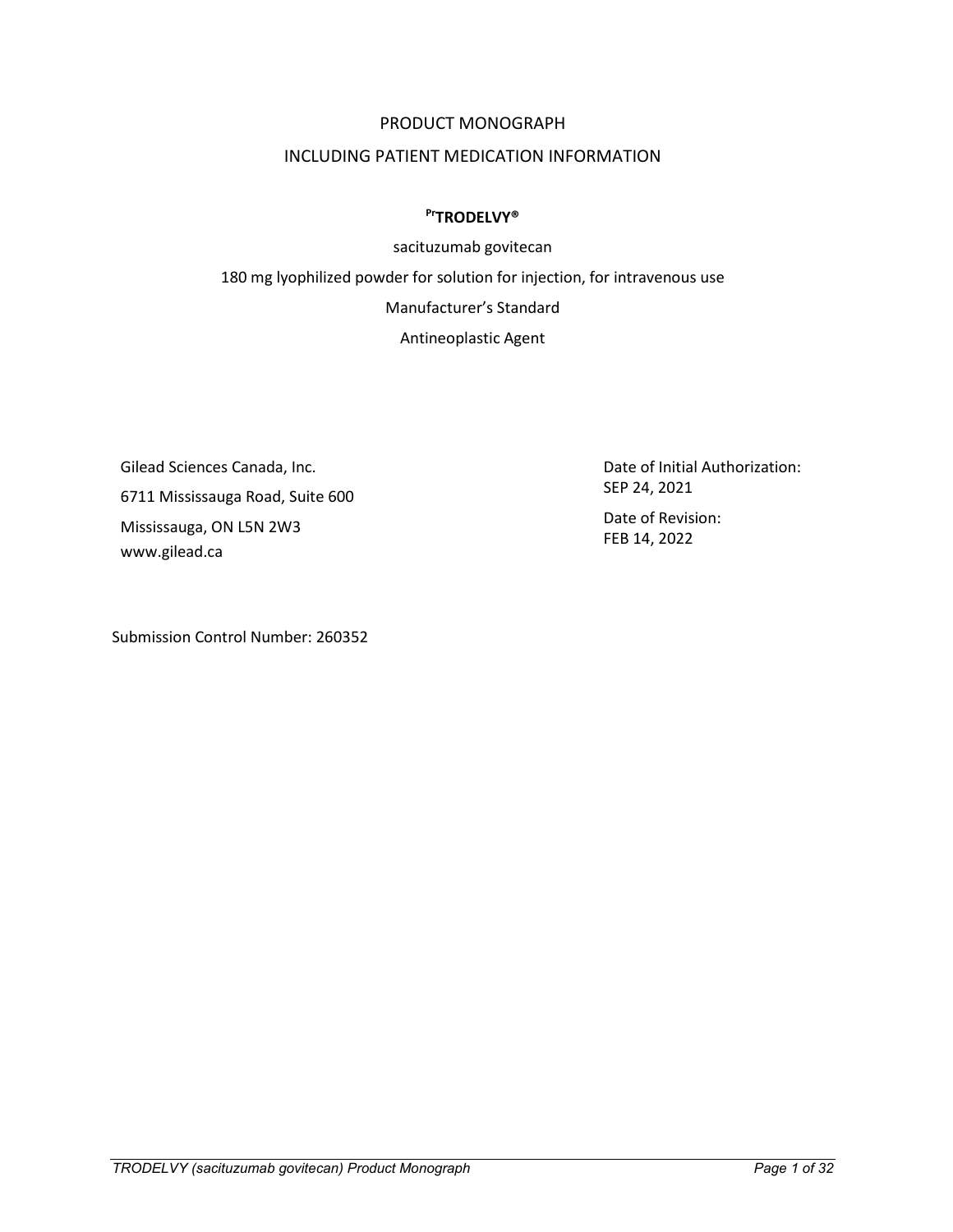# PRODUCT MONOGRAPH

## INCLUDING PATIENT MEDICATION INFORMATION

**PrTRODELVY®**

sacituzumab govitecan

180 mg lyophilized powder for solution for injection, for intravenous use

Manufacturer's Standard

Antineoplastic Agent

Gilead Sciences Canada, Inc.
6711 Mississauga Road, Suite 600
Mississauga, ON L5N 2W3
www.gilead.ca

Date of Initial Authorization:
SEP 24, 2021

Date of Revision:
FEB 14, 2022

Submission Control Number: 260352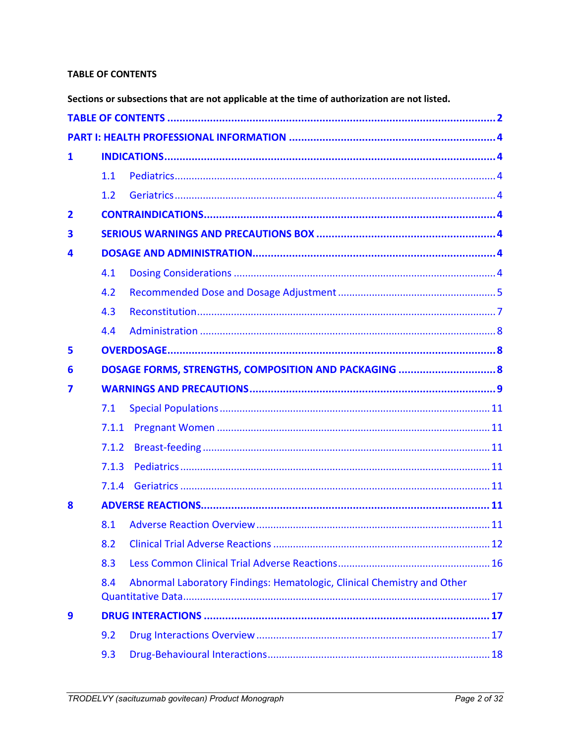**TABLE OF CONTENTS**

**Sections or subsections that are not applicable at the time of authorization are not listed.**

**TABLE OF CONTENTS** ........................................................................................................ **2**

**PART I: HEALTH PROFESSIONAL INFORMATION** ................................................................... **4**

**1 INDICATIONS** ............................................................................................................ **4**

- 1.1 Pediatrics ............................................................................................................ 4
- 1.2 Geriatrics ............................................................................................................ 4

**2 CONTRAINDICATIONS** .................................................................................................. **4**

**3 SERIOUS WARNINGS AND PRECAUTIONS BOX** ........................................................... **4**

**4 DOSAGE AND ADMINISTRATION** .................................................................................. **4**

- 4.1 Dosing Considerations ........................................................................................ 4
- 4.2 Recommended Dose and Dosage Adjustment ..................................................... 5
- 4.3 Reconstitution ..................................................................................................... 7
- 4.4 Administration .................................................................................................... 8

**5 OVERDOSAGE** ............................................................................................................. **8**

**6 DOSAGE FORMS, STRENGTHS, COMPOSITION AND PACKAGING** ................................ **8**

**7 WARNINGS AND PRECAUTIONS** .................................................................................. **9**

- 7.1 Special Populations ............................................................................................ 11
- 7.1.1 Pregnant Women ............................................................................................. 11
- 7.1.2 Breast-feeding .................................................................................................. 11
- 7.1.3 Pediatrics ......................................................................................................... 11
- 7.1.4 Geriatrics ......................................................................................................... 11

**8 ADVERSE REACTIONS** ................................................................................................ **11**

- 8.1 Adverse Reaction Overview ................................................................................ 11
- 8.2 Clinical Trial Adverse Reactions ......................................................................... 12
- 8.3 Less Common Clinical Trial Adverse Reactions ................................................... 16
- 8.4 Abnormal Laboratory Findings: Hematologic, Clinical Chemistry and Other Quantitative Data ............................................................................................. 17

**9 DRUG INTERACTIONS** ................................................................................................ **17**

- 9.2 Drug Interactions Overview ................................................................................ 17
- 9.3 Drug-Behavioural Interactions ........................................................................... 18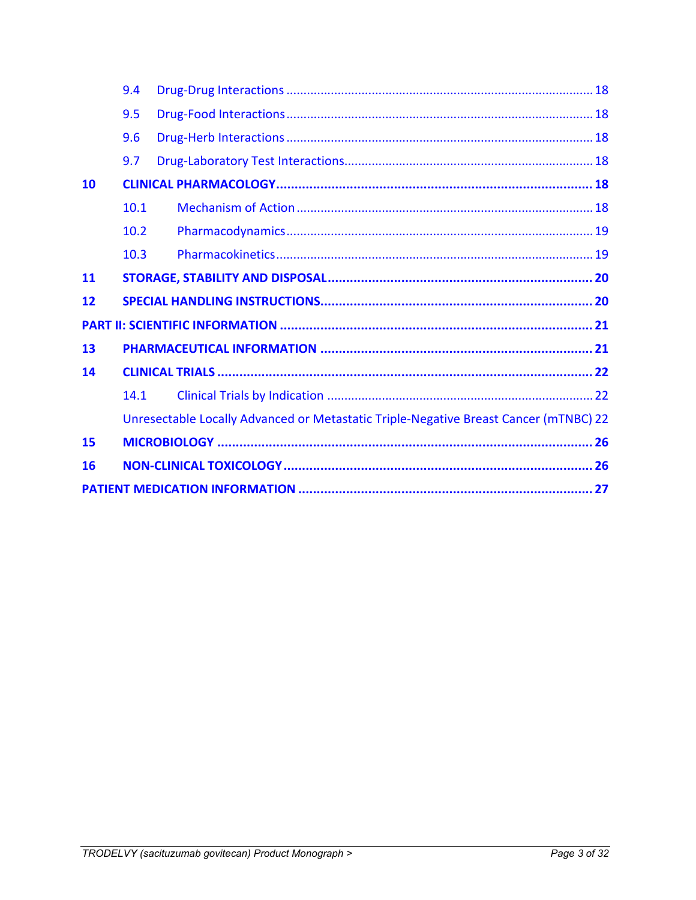9.4 Drug-Drug Interactions ........................................................................................ 18

9.5 Drug-Food Interactions ........................................................................................ 18

9.6 Drug-Herb Interactions ........................................................................................ 18

9.7 Drug-Laboratory Test Interactions....................................................................... 18

**10 CLINICAL PHARMACOLOGY ..................................................................................... 18**

10.1 Mechanism of Action ..................................................................................... 18

10.2 Pharmacodynamics ........................................................................................ 19

10.3 Pharmacokinetics ........................................................................................... 19

**11 STORAGE, STABILITY AND DISPOSAL ...................................................................... 20**

**12 SPECIAL HANDLING INSTRUCTIONS ......................................................................... 20**

**PART II: SCIENTIFIC INFORMATION ................................................................................... 21**

**13 PHARMACEUTICAL INFORMATION ......................................................................... 21**

**14 CLINICAL TRIALS ..................................................................................................... 22**

14.1 Clinical Trials by Indication ............................................................................ 22

Unresectable Locally Advanced or Metastatic Triple-Negative Breast Cancer (mTNBC) 22

**15 MICROBIOLOGY ...................................................................................................... 26**

**16 NON-CLINICAL TOXICOLOGY .................................................................................... 26**

**PATIENT MEDICATION INFORMATION ............................................................................... 27**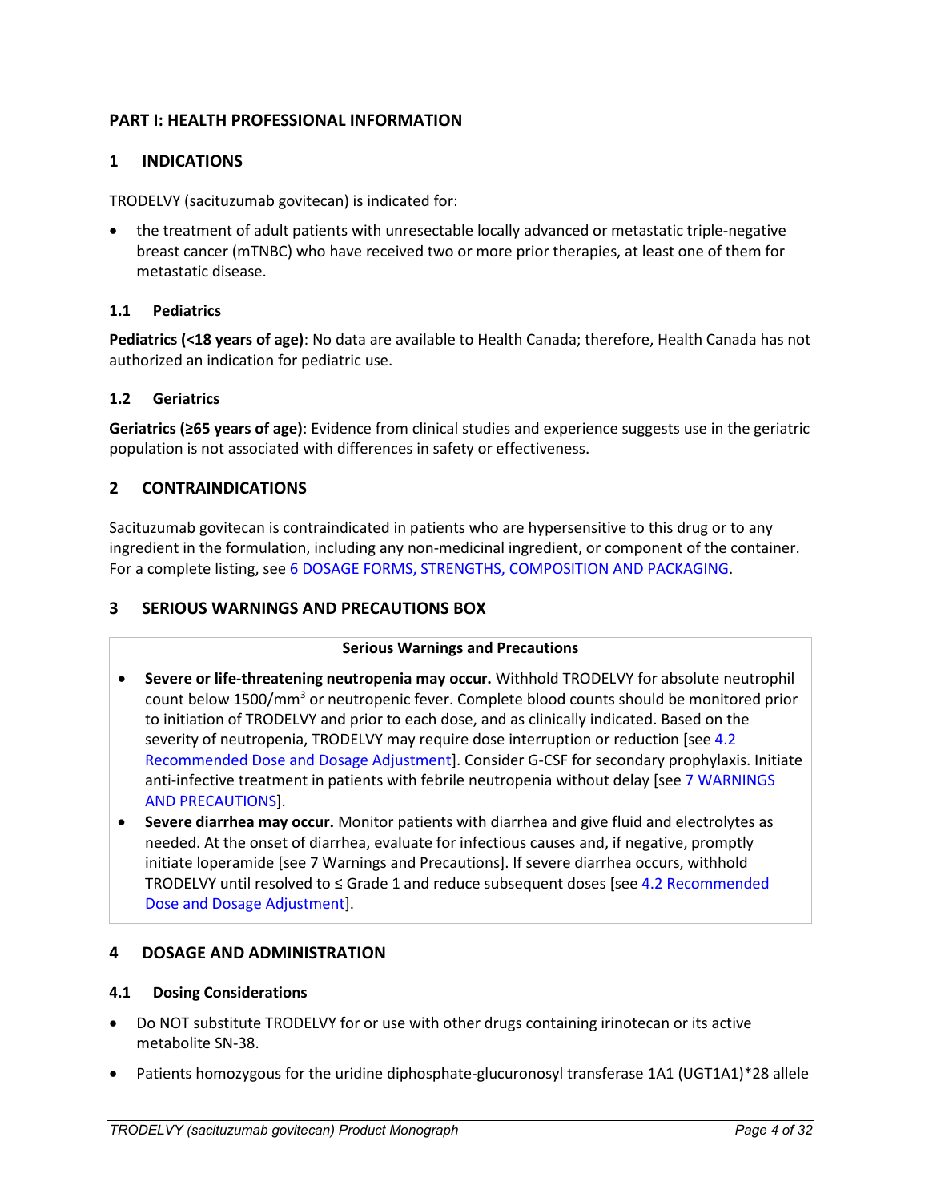## PART I: HEALTH PROFESSIONAL INFORMATION

## 1 INDICATIONS

TRODELVY (sacituzumab govitecan) is indicated for:

- the treatment of adult patients with unresectable locally advanced or metastatic triple-negative breast cancer (mTNBC) who have received two or more prior therapies, at least one of them for metastatic disease.

### 1.1 Pediatrics

**Pediatrics (<18 years of age)**: No data are available to Health Canada; therefore, Health Canada has not authorized an indication for pediatric use.

### 1.2 Geriatrics

**Geriatrics (≥65 years of age)**: Evidence from clinical studies and experience suggests use in the geriatric population is not associated with differences in safety or effectiveness.

## 2 CONTRAINDICATIONS

Sacituzumab govitecan is contraindicated in patients who are hypersensitive to this drug or to any ingredient in the formulation, including any non-medicinal ingredient, or component of the container. For a complete listing, see 6 DOSAGE FORMS, STRENGTHS, COMPOSITION AND PACKAGING.

## 3 SERIOUS WARNINGS AND PRECAUTIONS BOX

**Serious Warnings and Precautions**

- **Severe or life-threatening neutropenia may occur.** Withhold TRODELVY for absolute neutrophil count below 1500/mm$^3$ or neutropenic fever. Complete blood counts should be monitored prior to initiation of TRODELVY and prior to each dose, and as clinically indicated. Based on the severity of neutropenia, TRODELVY may require dose interruption or reduction [see 4.2 Recommended Dose and Dosage Adjustment]. Consider G-CSF for secondary prophylaxis. Initiate anti-infective treatment in patients with febrile neutropenia without delay [see 7 WARNINGS AND PRECAUTIONS].
- **Severe diarrhea may occur.** Monitor patients with diarrhea and give fluid and electrolytes as needed. At the onset of diarrhea, evaluate for infectious causes and, if negative, promptly initiate loperamide [see 7 Warnings and Precautions]. If severe diarrhea occurs, withhold TRODELVY until resolved to ≤ Grade 1 and reduce subsequent doses [see 4.2 Recommended Dose and Dosage Adjustment].

## 4 DOSAGE AND ADMINISTRATION

### 4.1 Dosing Considerations

- Do NOT substitute TRODELVY for or use with other drugs containing irinotecan or its active metabolite SN-38.
- Patients homozygous for the uridine diphosphate-glucuronosyl transferase 1A1 (UGT1A1)*28 allele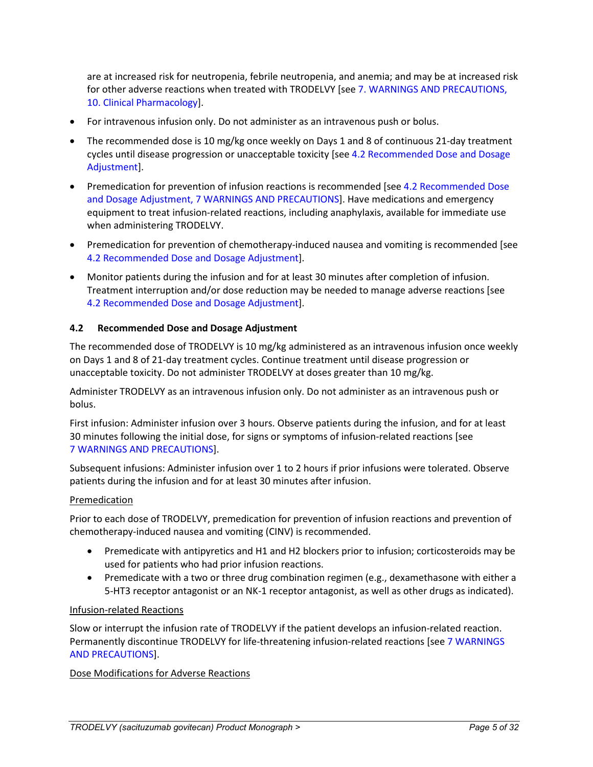are at increased risk for neutropenia, febrile neutropenia, and anemia; and may be at increased risk for other adverse reactions when treated with TRODELVY [see 7. WARNINGS AND PRECAUTIONS, 10. Clinical Pharmacology].

- For intravenous infusion only. Do not administer as an intravenous push or bolus.
- The recommended dose is 10 mg/kg once weekly on Days 1 and 8 of continuous 21-day treatment cycles until disease progression or unacceptable toxicity [see 4.2 Recommended Dose and Dosage Adjustment].
- Premedication for prevention of infusion reactions is recommended [see 4.2 Recommended Dose and Dosage Adjustment, 7 WARNINGS AND PRECAUTIONS]. Have medications and emergency equipment to treat infusion-related reactions, including anaphylaxis, available for immediate use when administering TRODELVY.
- Premedication for prevention of chemotherapy-induced nausea and vomiting is recommended [see 4.2 Recommended Dose and Dosage Adjustment].
- Monitor patients during the infusion and for at least 30 minutes after completion of infusion. Treatment interruption and/or dose reduction may be needed to manage adverse reactions [see 4.2 Recommended Dose and Dosage Adjustment].

### 4.2 Recommended Dose and Dosage Adjustment

The recommended dose of TRODELVY is 10 mg/kg administered as an intravenous infusion once weekly on Days 1 and 8 of 21-day treatment cycles. Continue treatment until disease progression or unacceptable toxicity. Do not administer TRODELVY at doses greater than 10 mg/kg.

Administer TRODELVY as an intravenous infusion only. Do not administer as an intravenous push or bolus.

First infusion: Administer infusion over 3 hours. Observe patients during the infusion, and for at least 30 minutes following the initial dose, for signs or symptoms of infusion-related reactions [see 7 WARNINGS AND PRECAUTIONS].

Subsequent infusions: Administer infusion over 1 to 2 hours if prior infusions were tolerated. Observe patients during the infusion and for at least 30 minutes after infusion.

<u>Premedication</u>

Prior to each dose of TRODELVY, premedication for prevention of infusion reactions and prevention of chemotherapy-induced nausea and vomiting (CINV) is recommended.

- Premedicate with antipyretics and H1 and H2 blockers prior to infusion; corticosteroids may be used for patients who had prior infusion reactions.
- Premedicate with a two or three drug combination regimen (e.g., dexamethasone with either a 5-HT3 receptor antagonist or an NK-1 receptor antagonist, as well as other drugs as indicated).

<u>Infusion-related Reactions</u>

Slow or interrupt the infusion rate of TRODELVY if the patient develops an infusion-related reaction. Permanently discontinue TRODELVY for life-threatening infusion-related reactions [see 7 WARNINGS AND PRECAUTIONS].

<u>Dose Modifications for Adverse Reactions</u>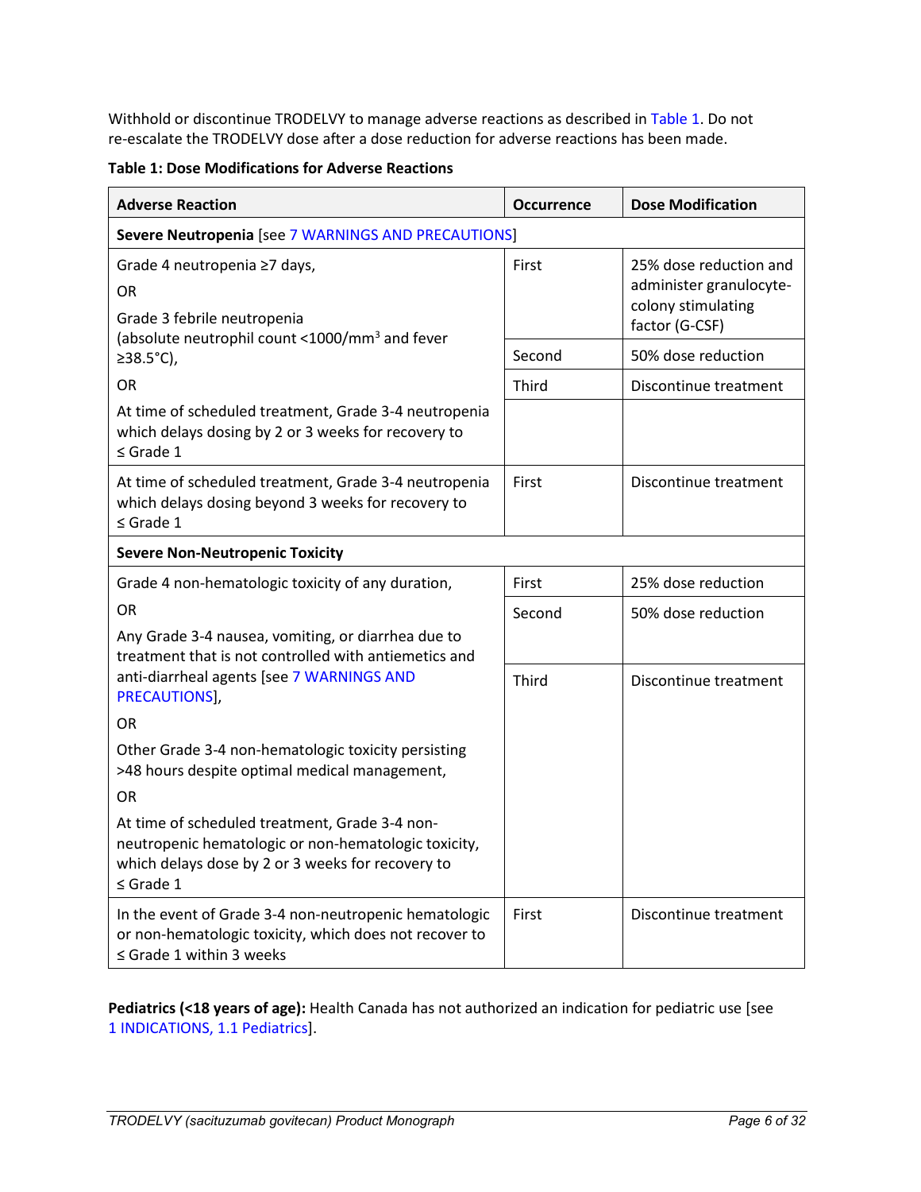Withhold or discontinue TRODELVY to manage adverse reactions as described in Table 1. Do not re-escalate the TRODELVY dose after a dose reduction for adverse reactions has been made.

**Table 1: Dose Modifications for Adverse Reactions**

| Adverse Reaction | Occurrence | Dose Modification |
|---|---|---|
| **Severe Neutropenia** [see 7 WARNINGS AND PRECAUTIONS] | | |
| Grade 4 neutropenia ≥7 days, OR Grade 3 febrile neutropenia (absolute neutrophil count <1000/mm$^3$ and fever ≥38.5°C), OR At time of scheduled treatment, Grade 3-4 neutropenia which delays dosing by 2 or 3 weeks for recovery to ≤ Grade 1 | First | 25% dose reduction and administer granulocyte-colony stimulating factor (G-CSF) |
| | Second | 50% dose reduction |
| | Third | Discontinue treatment |
| At time of scheduled treatment, Grade 3-4 neutropenia which delays dosing beyond 3 weeks for recovery to ≤ Grade 1 | First | Discontinue treatment |
| **Severe Non-Neutropenic Toxicity** | | |
| Grade 4 non-hematologic toxicity of any duration, OR Any Grade 3-4 nausea, vomiting, or diarrhea due to treatment that is not controlled with antiemetics and anti-diarrheal agents [see 7 WARNINGS AND PRECAUTIONS], OR Other Grade 3-4 non-hematologic toxicity persisting >48 hours despite optimal medical management, OR At time of scheduled treatment, Grade 3-4 non-neutropenic hematologic or non-hematologic toxicity, which delays dose by 2 or 3 weeks for recovery to ≤ Grade 1 | First | 25% dose reduction |
| | Second | 50% dose reduction |
| | Third | Discontinue treatment |
| In the event of Grade 3-4 non-neutropenic hematologic or non-hematologic toxicity, which does not recover to ≤ Grade 1 within 3 weeks | First | Discontinue treatment |

**Pediatrics (<18 years of age):** Health Canada has not authorized an indication for pediatric use [see 1 INDICATIONS, 1.1 Pediatrics].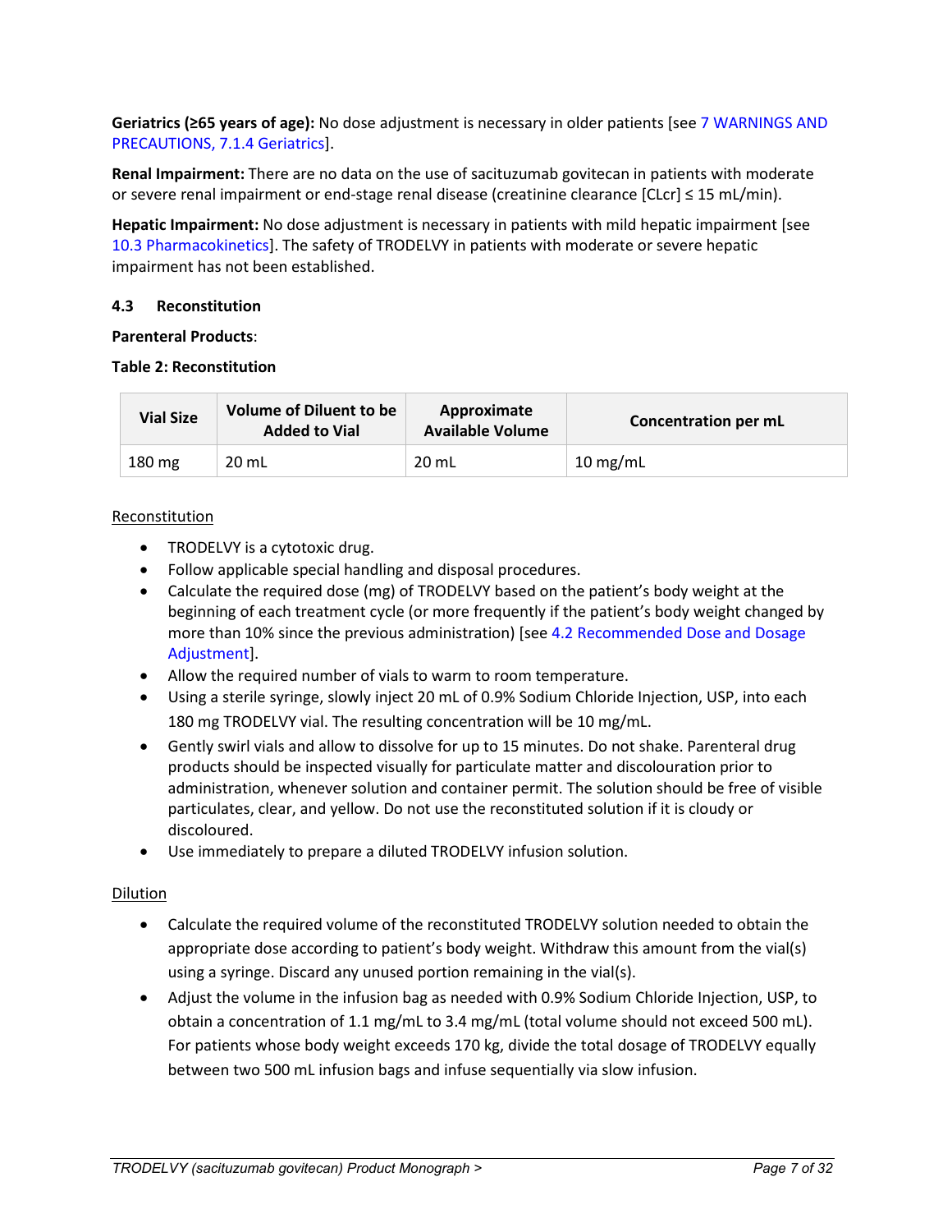**Geriatrics (≥65 years of age):** No dose adjustment is necessary in older patients [see 7 WARNINGS AND PRECAUTIONS, 7.1.4 Geriatrics].

**Renal Impairment:** There are no data on the use of sacituzumab govitecan in patients with moderate or severe renal impairment or end-stage renal disease (creatinine clearance [CLcr] ≤ 15 mL/min).

**Hepatic Impairment:** No dose adjustment is necessary in patients with mild hepatic impairment [see 10.3 Pharmacokinetics]. The safety of TRODELVY in patients with moderate or severe hepatic impairment has not been established.

### 4.3 Reconstitution

**Parenteral Products**:

**Table 2: Reconstitution**

| Vial Size | Volume of Diluent to be Added to Vial | Approximate Available Volume | Concentration per mL |
|---|---|---|---|
| 180 mg | 20 mL | 20 mL | 10 mg/mL |

Reconstitution

- TRODELVY is a cytotoxic drug.
- Follow applicable special handling and disposal procedures.
- Calculate the required dose (mg) of TRODELVY based on the patient's body weight at the beginning of each treatment cycle (or more frequently if the patient's body weight changed by more than 10% since the previous administration) [see 4.2 Recommended Dose and Dosage Adjustment].
- Allow the required number of vials to warm to room temperature.
- Using a sterile syringe, slowly inject 20 mL of 0.9% Sodium Chloride Injection, USP, into each 180 mg TRODELVY vial. The resulting concentration will be 10 mg/mL.
- Gently swirl vials and allow to dissolve for up to 15 minutes. Do not shake. Parenteral drug products should be inspected visually for particulate matter and discolouration prior to administration, whenever solution and container permit. The solution should be free of visible particulates, clear, and yellow. Do not use the reconstituted solution if it is cloudy or discoloured.
- Use immediately to prepare a diluted TRODELVY infusion solution.

Dilution

- Calculate the required volume of the reconstituted TRODELVY solution needed to obtain the appropriate dose according to patient's body weight. Withdraw this amount from the vial(s) using a syringe. Discard any unused portion remaining in the vial(s).
- Adjust the volume in the infusion bag as needed with 0.9% Sodium Chloride Injection, USP, to obtain a concentration of 1.1 mg/mL to 3.4 mg/mL (total volume should not exceed 500 mL). For patients whose body weight exceeds 170 kg, divide the total dosage of TRODELVY equally between two 500 mL infusion bags and infuse sequentially via slow infusion.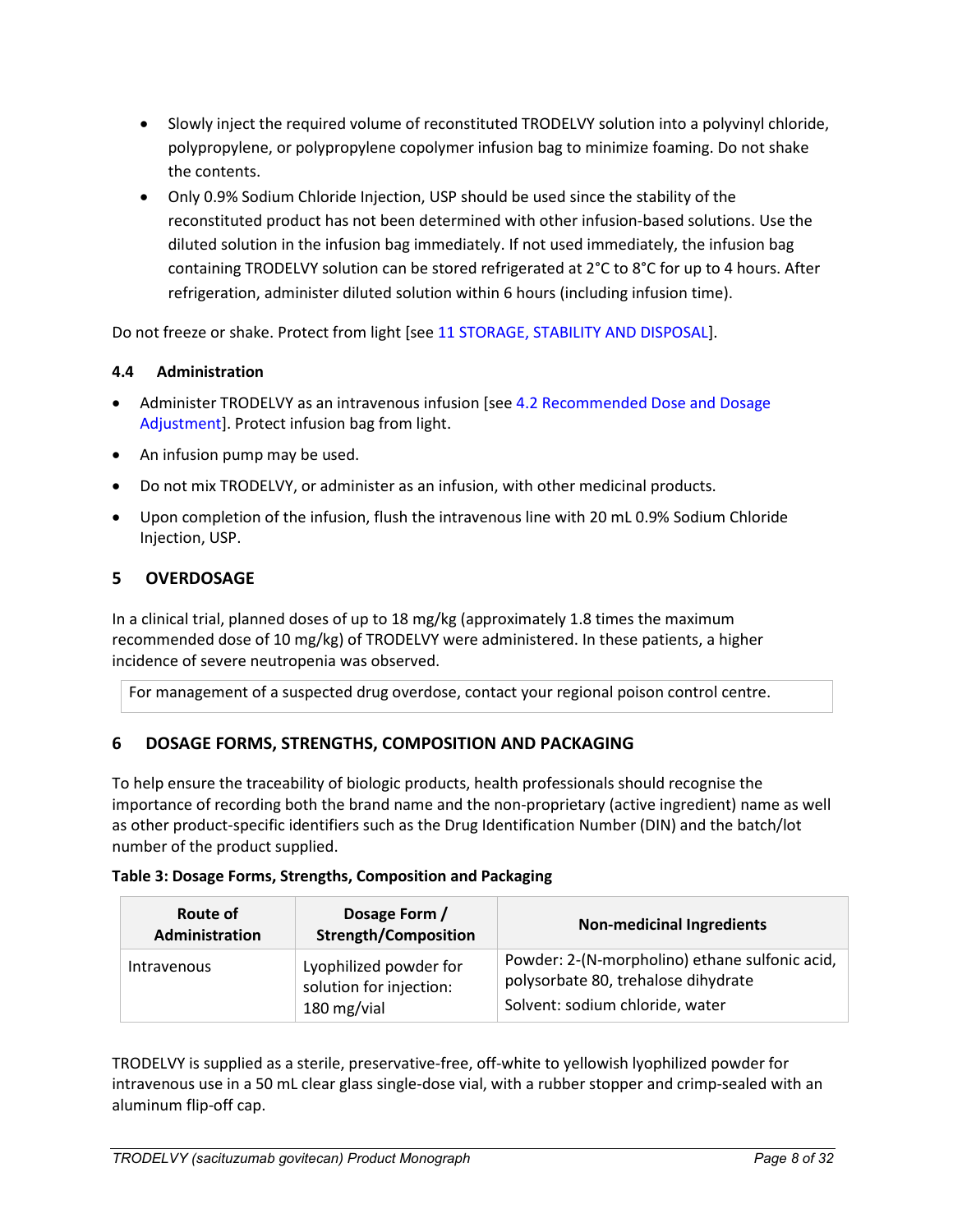- Slowly inject the required volume of reconstituted TRODELVY solution into a polyvinyl chloride, polypropylene, or polypropylene copolymer infusion bag to minimize foaming. Do not shake the contents.
- Only 0.9% Sodium Chloride Injection, USP should be used since the stability of the reconstituted product has not been determined with other infusion-based solutions. Use the diluted solution in the infusion bag immediately. If not used immediately, the infusion bag containing TRODELVY solution can be stored refrigerated at 2°C to 8°C for up to 4 hours. After refrigeration, administer diluted solution within 6 hours (including infusion time).

Do not freeze or shake. Protect from light [see 11 STORAGE, STABILITY AND DISPOSAL].

### 4.4 Administration

- Administer TRODELVY as an intravenous infusion [see 4.2 Recommended Dose and Dosage Adjustment]. Protect infusion bag from light.
- An infusion pump may be used.
- Do not mix TRODELVY, or administer as an infusion, with other medicinal products.
- Upon completion of the infusion, flush the intravenous line with 20 mL 0.9% Sodium Chloride Injection, USP.

## 5 OVERDOSAGE

In a clinical trial, planned doses of up to 18 mg/kg (approximately 1.8 times the maximum recommended dose of 10 mg/kg) of TRODELVY were administered. In these patients, a higher incidence of severe neutropenia was observed.

For management of a suspected drug overdose, contact your regional poison control centre.

## 6 DOSAGE FORMS, STRENGTHS, COMPOSITION AND PACKAGING

To help ensure the traceability of biologic products, health professionals should recognise the importance of recording both the brand name and the non-proprietary (active ingredient) name as well as other product-specific identifiers such as the Drug Identification Number (DIN) and the batch/lot number of the product supplied.

**Table 3: Dosage Forms, Strengths, Composition and Packaging**

| Route of Administration | Dosage Form / Strength/Composition | Non-medicinal Ingredients |
|---|---|---|
| Intravenous | Lyophilized powder for solution for injection: 180 mg/vial | Powder: 2-(N-morpholino) ethane sulfonic acid, polysorbate 80, trehalose dihydrate<br>Solvent: sodium chloride, water |

TRODELVY is supplied as a sterile, preservative-free, off-white to yellowish lyophilized powder for intravenous use in a 50 mL clear glass single-dose vial, with a rubber stopper and crimp-sealed with an aluminum flip-off cap.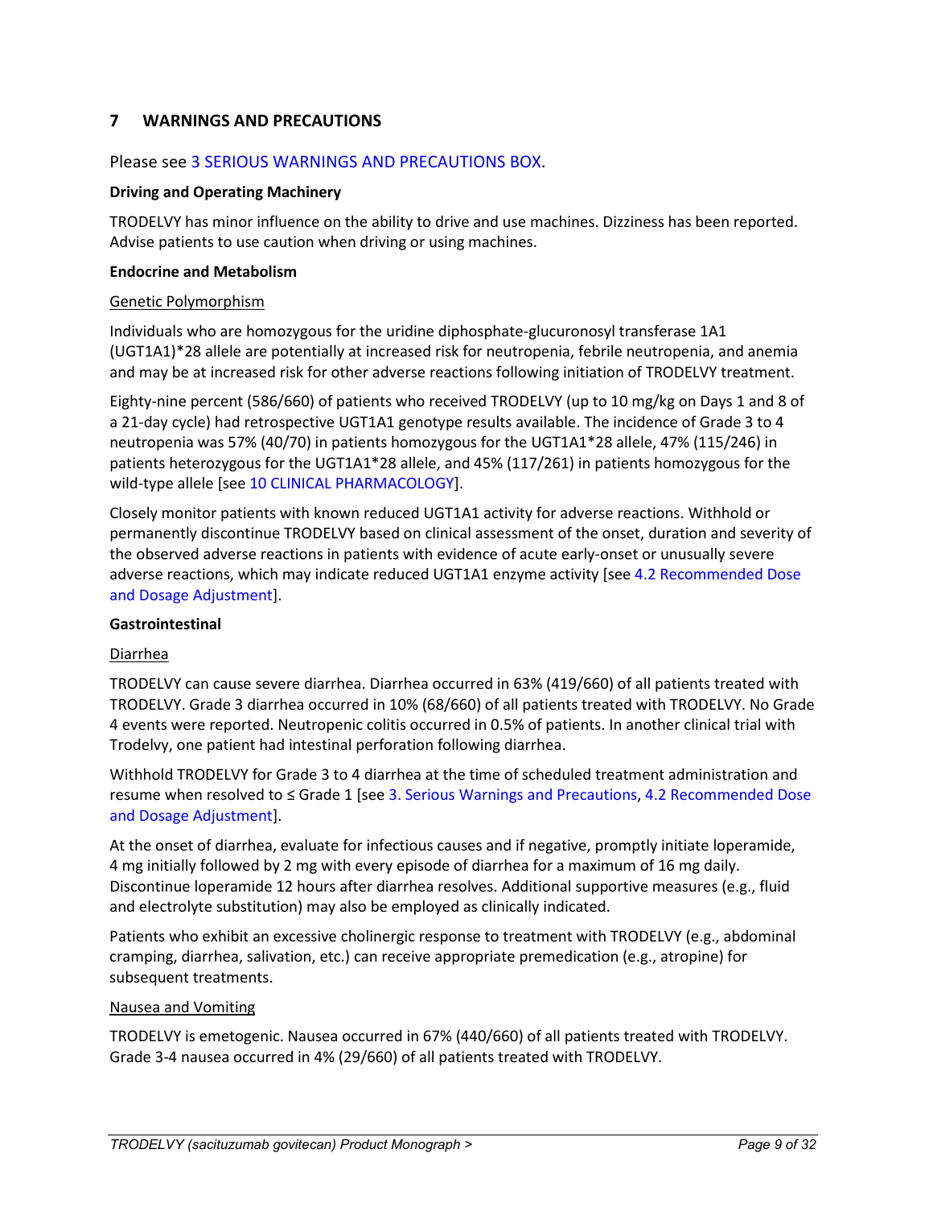## 7 WARNINGS AND PRECAUTIONS

Please see 3 SERIOUS WARNINGS AND PRECAUTIONS BOX.

**Driving and Operating Machinery**

TRODELVY has minor influence on the ability to drive and use machines. Dizziness has been reported. Advise patients to use caution when driving or using machines.

**Endocrine and Metabolism**

Genetic Polymorphism

Individuals who are homozygous for the uridine diphosphate-glucuronosyl transferase 1A1 (UGT1A1)*28 allele are potentially at increased risk for neutropenia, febrile neutropenia, and anemia and may be at increased risk for other adverse reactions following initiation of TRODELVY treatment.

Eighty-nine percent (586/660) of patients who received TRODELVY (up to 10 mg/kg on Days 1 and 8 of a 21-day cycle) had retrospective UGT1A1 genotype results available. The incidence of Grade 3 to 4 neutropenia was 57% (40/70) in patients homozygous for the UGT1A1*28 allele, 47% (115/246) in patients heterozygous for the UGT1A1*28 allele, and 45% (117/261) in patients homozygous for the wild-type allele [see 10 CLINICAL PHARMACOLOGY].

Closely monitor patients with known reduced UGT1A1 activity for adverse reactions. Withhold or permanently discontinue TRODELVY based on clinical assessment of the onset, duration and severity of the observed adverse reactions in patients with evidence of acute early-onset or unusually severe adverse reactions, which may indicate reduced UGT1A1 enzyme activity [see 4.2 Recommended Dose and Dosage Adjustment].

**Gastrointestinal**

Diarrhea

TRODELVY can cause severe diarrhea. Diarrhea occurred in 63% (419/660) of all patients treated with TRODELVY. Grade 3 diarrhea occurred in 10% (68/660) of all patients treated with TRODELVY. No Grade 4 events were reported. Neutropenic colitis occurred in 0.5% of patients. In another clinical trial with Trodelvy, one patient had intestinal perforation following diarrhea.

Withhold TRODELVY for Grade 3 to 4 diarrhea at the time of scheduled treatment administration and resume when resolved to ≤ Grade 1 [see 3. Serious Warnings and Precautions, 4.2 Recommended Dose and Dosage Adjustment].

At the onset of diarrhea, evaluate for infectious causes and if negative, promptly initiate loperamide, 4 mg initially followed by 2 mg with every episode of diarrhea for a maximum of 16 mg daily. Discontinue loperamide 12 hours after diarrhea resolves. Additional supportive measures (e.g., fluid and electrolyte substitution) may also be employed as clinically indicated.

Patients who exhibit an excessive cholinergic response to treatment with TRODELVY (e.g., abdominal cramping, diarrhea, salivation, etc.) can receive appropriate premedication (e.g., atropine) for subsequent treatments.

Nausea and Vomiting

TRODELVY is emetogenic. Nausea occurred in 67% (440/660) of all patients treated with TRODELVY. Grade 3-4 nausea occurred in 4% (29/660) of all patients treated with TRODELVY.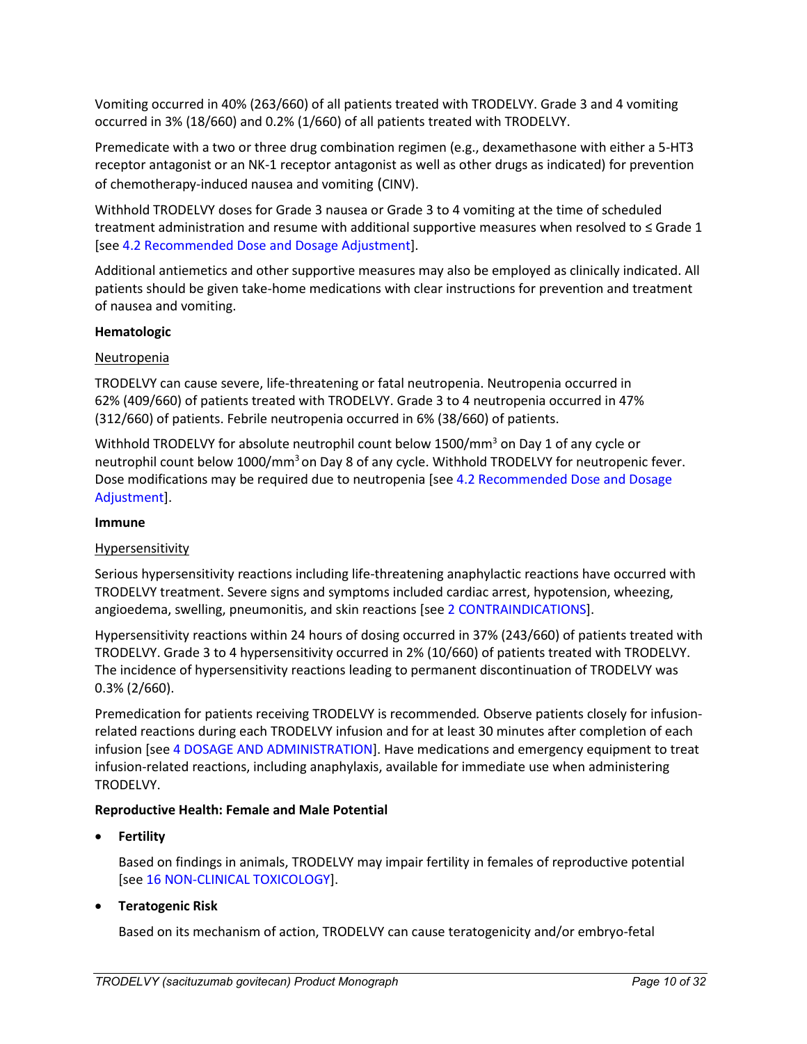Vomiting occurred in 40% (263/660) of all patients treated with TRODELVY. Grade 3 and 4 vomiting occurred in 3% (18/660) and 0.2% (1/660) of all patients treated with TRODELVY.

Premedicate with a two or three drug combination regimen (e.g., dexamethasone with either a 5-HT3 receptor antagonist or an NK-1 receptor antagonist as well as other drugs as indicated) for prevention of chemotherapy-induced nausea and vomiting (CINV).

Withhold TRODELVY doses for Grade 3 nausea or Grade 3 to 4 vomiting at the time of scheduled treatment administration and resume with additional supportive measures when resolved to ≤ Grade 1 [see 4.2 Recommended Dose and Dosage Adjustment].

Additional antiemetics and other supportive measures may also be employed as clinically indicated. All patients should be given take-home medications with clear instructions for prevention and treatment of nausea and vomiting.

**Hematologic**

Neutropenia

TRODELVY can cause severe, life-threatening or fatal neutropenia. Neutropenia occurred in 62% (409/660) of patients treated with TRODELVY. Grade 3 to 4 neutropenia occurred in 47% (312/660) of patients. Febrile neutropenia occurred in 6% (38/660) of patients.

Withhold TRODELVY for absolute neutrophil count below 1500/mm$^3$ on Day 1 of any cycle or neutrophil count below 1000/mm$^3$ on Day 8 of any cycle. Withhold TRODELVY for neutropenic fever. Dose modifications may be required due to neutropenia [see 4.2 Recommended Dose and Dosage Adjustment].

**Immune**

Hypersensitivity

Serious hypersensitivity reactions including life-threatening anaphylactic reactions have occurred with TRODELVY treatment. Severe signs and symptoms included cardiac arrest, hypotension, wheezing, angioedema, swelling, pneumonitis, and skin reactions [see 2 CONTRAINDICATIONS].

Hypersensitivity reactions within 24 hours of dosing occurred in 37% (243/660) of patients treated with TRODELVY. Grade 3 to 4 hypersensitivity occurred in 2% (10/660) of patients treated with TRODELVY. The incidence of hypersensitivity reactions leading to permanent discontinuation of TRODELVY was 0.3% (2/660).

Premedication for patients receiving TRODELVY is recommended*.* Observe patients closely for infusion-related reactions during each TRODELVY infusion and for at least 30 minutes after completion of each infusion [see 4 DOSAGE AND ADMINISTRATION]. Have medications and emergency equipment to treat infusion-related reactions, including anaphylaxis, available for immediate use when administering TRODELVY.

**Reproductive Health: Female and Male Potential**

- **Fertility**

  Based on findings in animals, TRODELVY may impair fertility in females of reproductive potential [see 16 NON-CLINICAL TOXICOLOGY].

- **Teratogenic Risk**

  Based on its mechanism of action, TRODELVY can cause teratogenicity and/or embryo-fetal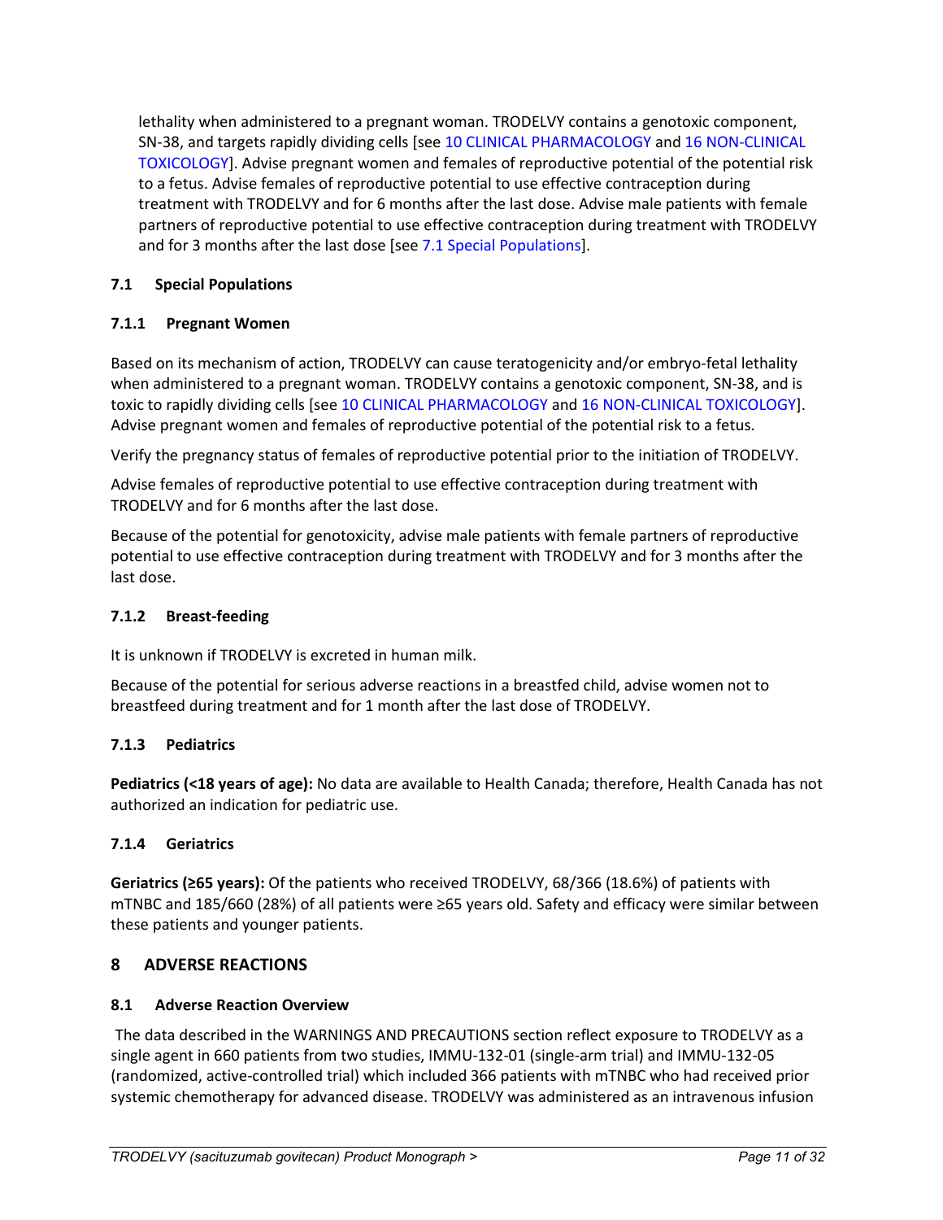lethality when administered to a pregnant woman. TRODELVY contains a genotoxic component, SN-38, and targets rapidly dividing cells [see 10 CLINICAL PHARMACOLOGY and 16 NON-CLINICAL TOXICOLOGY]. Advise pregnant women and females of reproductive potential of the potential risk to a fetus. Advise females of reproductive potential to use effective contraception during treatment with TRODELVY and for 6 months after the last dose. Advise male patients with female partners of reproductive potential to use effective contraception during treatment with TRODELVY and for 3 months after the last dose [see 7.1 Special Populations].

### 7.1 Special Populations

#### 7.1.1 Pregnant Women

Based on its mechanism of action, TRODELVY can cause teratogenicity and/or embryo-fetal lethality when administered to a pregnant woman. TRODELVY contains a genotoxic component, SN-38, and is toxic to rapidly dividing cells [see 10 CLINICAL PHARMACOLOGY and 16 NON-CLINICAL TOXICOLOGY]. Advise pregnant women and females of reproductive potential of the potential risk to a fetus.

Verify the pregnancy status of females of reproductive potential prior to the initiation of TRODELVY.

Advise females of reproductive potential to use effective contraception during treatment with TRODELVY and for 6 months after the last dose.

Because of the potential for genotoxicity, advise male patients with female partners of reproductive potential to use effective contraception during treatment with TRODELVY and for 3 months after the last dose.

#### 7.1.2 Breast-feeding

It is unknown if TRODELVY is excreted in human milk.

Because of the potential for serious adverse reactions in a breastfed child, advise women not to breastfeed during treatment and for 1 month after the last dose of TRODELVY.

#### 7.1.3 Pediatrics

**Pediatrics (<18 years of age):** No data are available to Health Canada; therefore, Health Canada has not authorized an indication for pediatric use.

#### 7.1.4 Geriatrics

**Geriatrics (≥65 years):** Of the patients who received TRODELVY, 68/366 (18.6%) of patients with mTNBC and 185/660 (28%) of all patients were ≥65 years old. Safety and efficacy were similar between these patients and younger patients.

## 8 ADVERSE REACTIONS

### 8.1 Adverse Reaction Overview

The data described in the WARNINGS AND PRECAUTIONS section reflect exposure to TRODELVY as a single agent in 660 patients from two studies, IMMU-132-01 (single-arm trial) and IMMU-132-05 (randomized, active-controlled trial) which included 366 patients with mTNBC who had received prior systemic chemotherapy for advanced disease. TRODELVY was administered as an intravenous infusion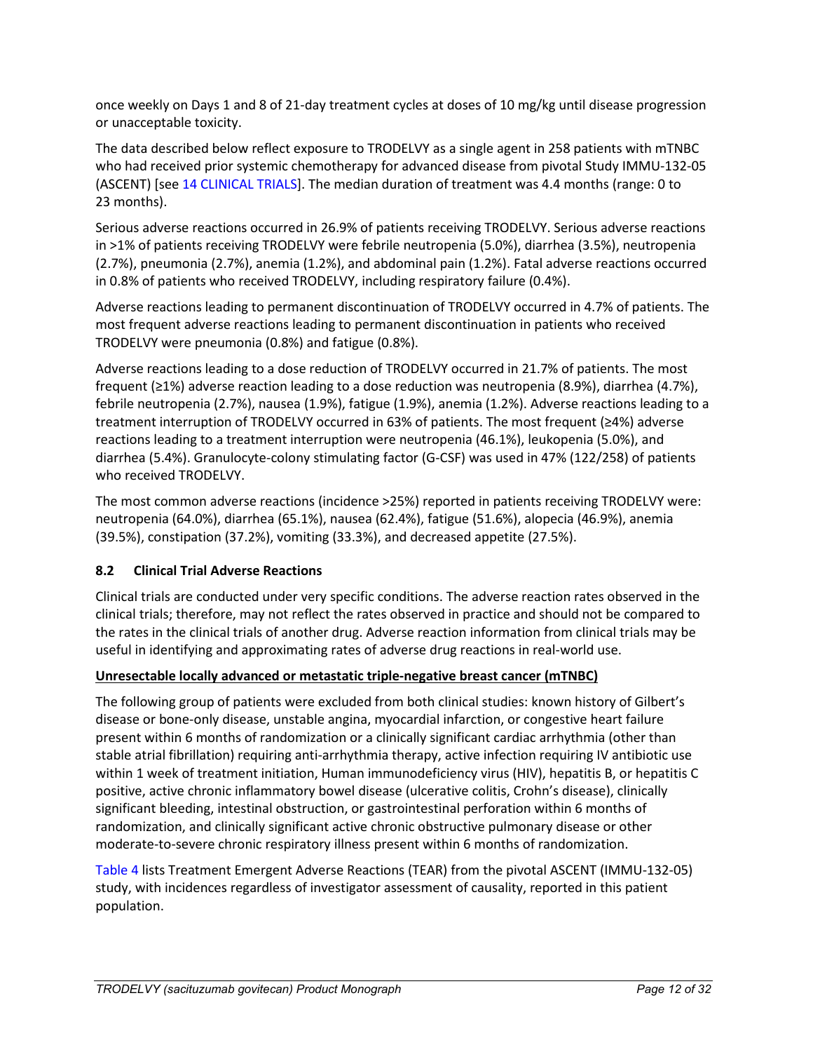once weekly on Days 1 and 8 of 21-day treatment cycles at doses of 10 mg/kg until disease progression or unacceptable toxicity.

The data described below reflect exposure to TRODELVY as a single agent in 258 patients with mTNBC who had received prior systemic chemotherapy for advanced disease from pivotal Study IMMU-132-05 (ASCENT) [see 14 CLINICAL TRIALS]. The median duration of treatment was 4.4 months (range: 0 to 23 months).

Serious adverse reactions occurred in 26.9% of patients receiving TRODELVY. Serious adverse reactions in >1% of patients receiving TRODELVY were febrile neutropenia (5.0%), diarrhea (3.5%), neutropenia (2.7%), pneumonia (2.7%), anemia (1.2%), and abdominal pain (1.2%). Fatal adverse reactions occurred in 0.8% of patients who received TRODELVY, including respiratory failure (0.4%).

Adverse reactions leading to permanent discontinuation of TRODELVY occurred in 4.7% of patients. The most frequent adverse reactions leading to permanent discontinuation in patients who received TRODELVY were pneumonia (0.8%) and fatigue (0.8%).

Adverse reactions leading to a dose reduction of TRODELVY occurred in 21.7% of patients. The most frequent (≥1%) adverse reaction leading to a dose reduction was neutropenia (8.9%), diarrhea (4.7%), febrile neutropenia (2.7%), nausea (1.9%), fatigue (1.9%), anemia (1.2%). Adverse reactions leading to a treatment interruption of TRODELVY occurred in 63% of patients. The most frequent (≥4%) adverse reactions leading to a treatment interruption were neutropenia (46.1%), leukopenia (5.0%), and diarrhea (5.4%). Granulocyte-colony stimulating factor (G-CSF) was used in 47% (122/258) of patients who received TRODELVY.

The most common adverse reactions (incidence >25%) reported in patients receiving TRODELVY were: neutropenia (64.0%), diarrhea (65.1%), nausea (62.4%), fatigue (51.6%), alopecia (46.9%), anemia (39.5%), constipation (37.2%), vomiting (33.3%), and decreased appetite (27.5%).

### 8.2 Clinical Trial Adverse Reactions

Clinical trials are conducted under very specific conditions. The adverse reaction rates observed in the clinical trials; therefore, may not reflect the rates observed in practice and should not be compared to the rates in the clinical trials of another drug. Adverse reaction information from clinical trials may be useful in identifying and approximating rates of adverse drug reactions in real-world use.

**Unresectable locally advanced or metastatic triple-negative breast cancer (mTNBC)**

The following group of patients were excluded from both clinical studies: known history of Gilbert's disease or bone-only disease, unstable angina, myocardial infarction, or congestive heart failure present within 6 months of randomization or a clinically significant cardiac arrhythmia (other than stable atrial fibrillation) requiring anti-arrhythmia therapy, active infection requiring IV antibiotic use within 1 week of treatment initiation, Human immunodeficiency virus (HIV), hepatitis B, or hepatitis C positive, active chronic inflammatory bowel disease (ulcerative colitis, Crohn's disease), clinically significant bleeding, intestinal obstruction, or gastrointestinal perforation within 6 months of randomization, and clinically significant active chronic obstructive pulmonary disease or other moderate-to-severe chronic respiratory illness present within 6 months of randomization.

Table 4 lists Treatment Emergent Adverse Reactions (TEAR) from the pivotal ASCENT (IMMU-132-05) study, with incidences regardless of investigator assessment of causality, reported in this patient population.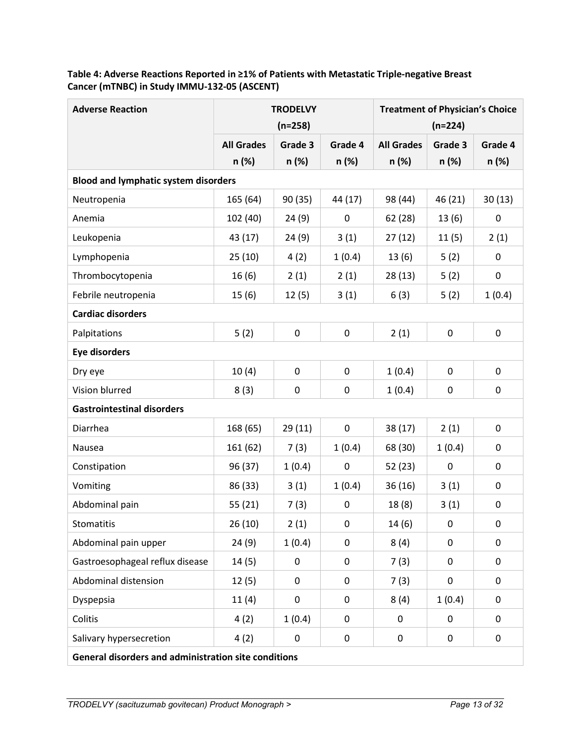**Table 4: Adverse Reactions Reported in ≥1% of Patients with Metastatic Triple-negative Breast Cancer (mTNBC) in Study IMMU-132-05 (ASCENT)**

| Adverse Reaction | TRODELVY (n=258) | | | Treatment of Physician's Choice (n=224) | | |
|---|---|---|---|---|---|---|
| | All Grades n (%) | Grade 3 n (%) | Grade 4 n (%) | All Grades n (%) | Grade 3 n (%) | Grade 4 n (%) |
| **Blood and lymphatic system disorders** | | | | | | |
| Neutropenia | 165 (64) | 90 (35) | 44 (17) | 98 (44) | 46 (21) | 30 (13) |
| Anemia | 102 (40) | 24 (9) | 0 | 62 (28) | 13 (6) | 0 |
| Leukopenia | 43 (17) | 24 (9) | 3 (1) | 27 (12) | 11 (5) | 2 (1) |
| Lymphopenia | 25 (10) | 4 (2) | 1 (0.4) | 13 (6) | 5 (2) | 0 |
| Thrombocytopenia | 16 (6) | 2 (1) | 2 (1) | 28 (13) | 5 (2) | 0 |
| Febrile neutropenia | 15 (6) | 12 (5) | 3 (1) | 6 (3) | 5 (2) | 1 (0.4) |
| **Cardiac disorders** | | | | | | |
| Palpitations | 5 (2) | 0 | 0 | 2 (1) | 0 | 0 |
| **Eye disorders** | | | | | | |
| Dry eye | 10 (4) | 0 | 0 | 1 (0.4) | 0 | 0 |
| Vision blurred | 8 (3) | 0 | 0 | 1 (0.4) | 0 | 0 |
| **Gastrointestinal disorders** | | | | | | |
| Diarrhea | 168 (65) | 29 (11) | 0 | 38 (17) | 2 (1) | 0 |
| Nausea | 161 (62) | 7 (3) | 1 (0.4) | 68 (30) | 1 (0.4) | 0 |
| Constipation | 96 (37) | 1 (0.4) | 0 | 52 (23) | 0 | 0 |
| Vomiting | 86 (33) | 3 (1) | 1 (0.4) | 36 (16) | 3 (1) | 0 |
| Abdominal pain | 55 (21) | 7 (3) | 0 | 18 (8) | 3 (1) | 0 |
| Stomatitis | 26 (10) | 2 (1) | 0 | 14 (6) | 0 | 0 |
| Abdominal pain upper | 24 (9) | 1 (0.4) | 0 | 8 (4) | 0 | 0 |
| Gastroesophageal reflux disease | 14 (5) | 0 | 0 | 7 (3) | 0 | 0 |
| Abdominal distension | 12 (5) | 0 | 0 | 7 (3) | 0 | 0 |
| Dyspepsia | 11 (4) | 0 | 0 | 8 (4) | 1 (0.4) | 0 |
| Colitis | 4 (2) | 1 (0.4) | 0 | 0 | 0 | 0 |
| Salivary hypersecretion | 4 (2) | 0 | 0 | 0 | 0 | 0 |
| **General disorders and administration site conditions** | | | | | | |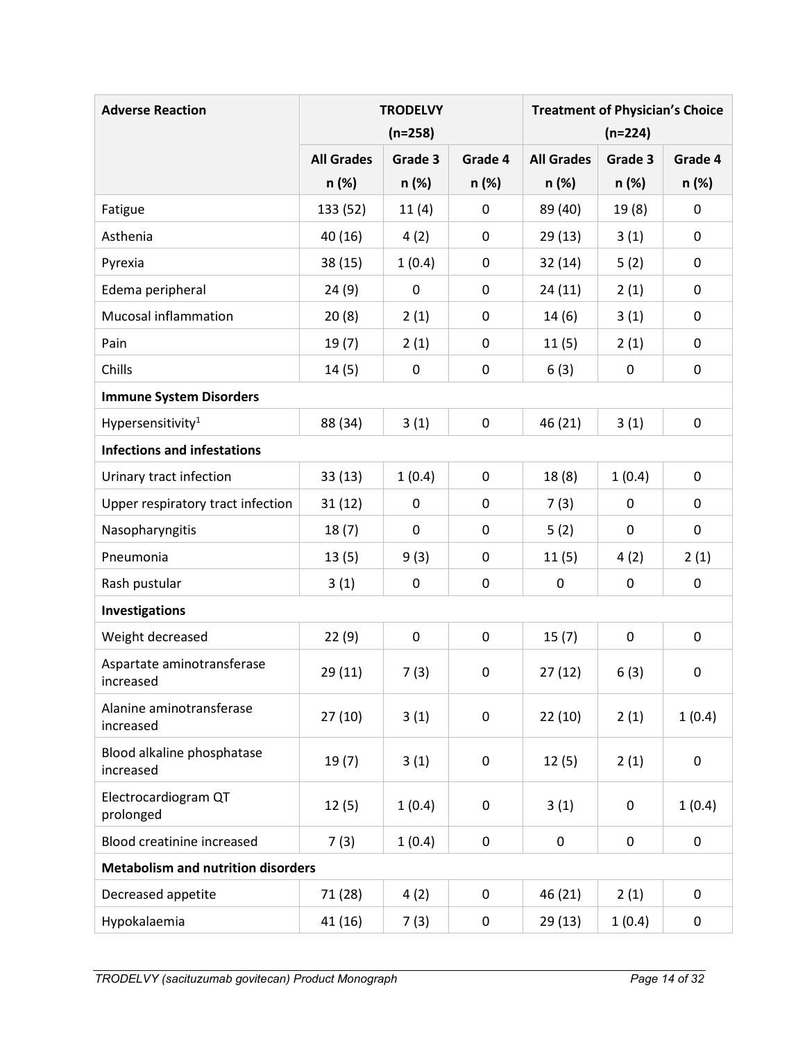| Adverse Reaction | TRODELVY (n=258) | | | Treatment of Physician's Choice (n=224) | | |
|---|---|---|---|---|---|---|
| | All Grades n (%) | Grade 3 n (%) | Grade 4 n (%) | All Grades n (%) | Grade 3 n (%) | Grade 4 n (%) |
| Fatigue | 133 (52) | 11 (4) | 0 | 89 (40) | 19 (8) | 0 |
| Asthenia | 40 (16) | 4 (2) | 0 | 29 (13) | 3 (1) | 0 |
| Pyrexia | 38 (15) | 1 (0.4) | 0 | 32 (14) | 5 (2) | 0 |
| Edema peripheral | 24 (9) | 0 | 0 | 24 (11) | 2 (1) | 0 |
| Mucosal inflammation | 20 (8) | 2 (1) | 0 | 14 (6) | 3 (1) | 0 |
| Pain | 19 (7) | 2 (1) | 0 | 11 (5) | 2 (1) | 0 |
| Chills | 14 (5) | 0 | 0 | 6 (3) | 0 | 0 |
| **Immune System Disorders** | | | | | | |
| Hypersensitivity[1] | 88 (34) | 3 (1) | 0 | 46 (21) | 3 (1) | 0 |
| **Infections and infestations** | | | | | | |
| Urinary tract infection | 33 (13) | 1 (0.4) | 0 | 18 (8) | 1 (0.4) | 0 |
| Upper respiratory tract infection | 31 (12) | 0 | 0 | 7 (3) | 0 | 0 |
| Nasopharyngitis | 18 (7) | 0 | 0 | 5 (2) | 0 | 0 |
| Pneumonia | 13 (5) | 9 (3) | 0 | 11 (5) | 4 (2) | 2 (1) |
| Rash pustular | 3 (1) | 0 | 0 | 0 | 0 | 0 |
| **Investigations** | | | | | | |
| Weight decreased | 22 (9) | 0 | 0 | 15 (7) | 0 | 0 |
| Aspartate aminotransferase increased | 29 (11) | 7 (3) | 0 | 27 (12) | 6 (3) | 0 |
| Alanine aminotransferase increased | 27 (10) | 3 (1) | 0 | 22 (10) | 2 (1) | 1 (0.4) |
| Blood alkaline phosphatase increased | 19 (7) | 3 (1) | 0 | 12 (5) | 2 (1) | 0 |
| Electrocardiogram QT prolonged | 12 (5) | 1 (0.4) | 0 | 3 (1) | 0 | 1 (0.4) |
| Blood creatinine increased | 7 (3) | 1 (0.4) | 0 | 0 | 0 | 0 |
| **Metabolism and nutrition disorders** | | | | | | |
| Decreased appetite | 71 (28) | 4 (2) | 0 | 46 (21) | 2 (1) | 0 |
| Hypokalaemia | 41 (16) | 7 (3) | 0 | 29 (13) | 1 (0.4) | 0 |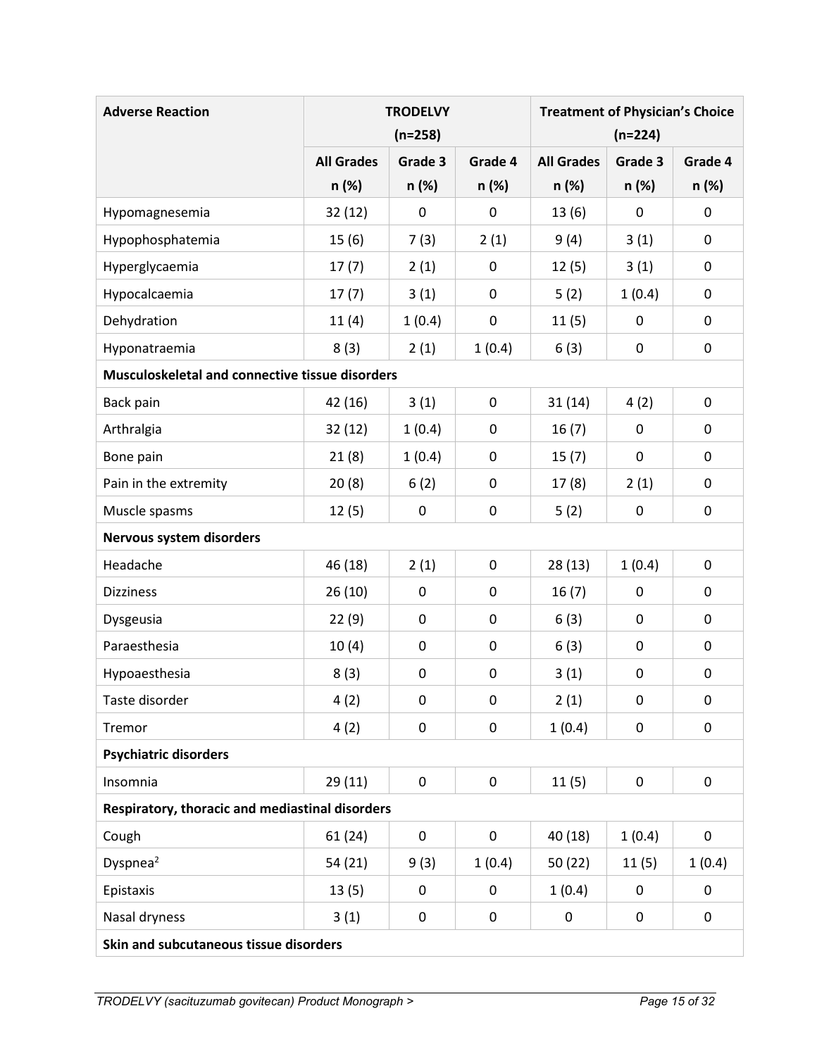| Adverse Reaction | TRODELVY (n=258) | | | Treatment of Physician's Choice (n=224) | | |
|---|---|---|---|---|---|---|
| | All Grades n (%) | Grade 3 n (%) | Grade 4 n (%) | All Grades n (%) | Grade 3 n (%) | Grade 4 n (%) |
| Hypomagnesemia | 32 (12) | 0 | 0 | 13 (6) | 0 | 0 |
| Hypophosphatemia | 15 (6) | 7 (3) | 2 (1) | 9 (4) | 3 (1) | 0 |
| Hyperglycaemia | 17 (7) | 2 (1) | 0 | 12 (5) | 3 (1) | 0 |
| Hypocalcaemia | 17 (7) | 3 (1) | 0 | 5 (2) | 1 (0.4) | 0 |
| Dehydration | 11 (4) | 1 (0.4) | 0 | 11 (5) | 0 | 0 |
| Hyponatraemia | 8 (3) | 2 (1) | 1 (0.4) | 6 (3) | 0 | 0 |
| **Musculoskeletal and connective tissue disorders** | | | | | | |
| Back pain | 42 (16) | 3 (1) | 0 | 31 (14) | 4 (2) | 0 |
| Arthralgia | 32 (12) | 1 (0.4) | 0 | 16 (7) | 0 | 0 |
| Bone pain | 21 (8) | 1 (0.4) | 0 | 15 (7) | 0 | 0 |
| Pain in the extremity | 20 (8) | 6 (2) | 0 | 17 (8) | 2 (1) | 0 |
| Muscle spasms | 12 (5) | 0 | 0 | 5 (2) | 0 | 0 |
| **Nervous system disorders** | | | | | | |
| Headache | 46 (18) | 2 (1) | 0 | 28 (13) | 1 (0.4) | 0 |
| Dizziness | 26 (10) | 0 | 0 | 16 (7) | 0 | 0 |
| Dysgeusia | 22 (9) | 0 | 0 | 6 (3) | 0 | 0 |
| Paraesthesia | 10 (4) | 0 | 0 | 6 (3) | 0 | 0 |
| Hypoaesthesia | 8 (3) | 0 | 0 | 3 (1) | 0 | 0 |
| Taste disorder | 4 (2) | 0 | 0 | 2 (1) | 0 | 0 |
| Tremor | 4 (2) | 0 | 0 | 1 (0.4) | 0 | 0 |
| **Psychiatric disorders** | | | | | | |
| Insomnia | 29 (11) | 0 | 0 | 11 (5) | 0 | 0 |
| **Respiratory, thoracic and mediastinal disorders** | | | | | | |
| Cough | 61 (24) | 0 | 0 | 40 (18) | 1 (0.4) | 0 |
| Dyspnea[2] | 54 (21) | 9 (3) | 1 (0.4) | 50 (22) | 11 (5) | 1 (0.4) |
| Epistaxis | 13 (5) | 0 | 0 | 1 (0.4) | 0 | 0 |
| Nasal dryness | 3 (1) | 0 | 0 | 0 | 0 | 0 |
| **Skin and subcutaneous tissue disorders** | | | | | | |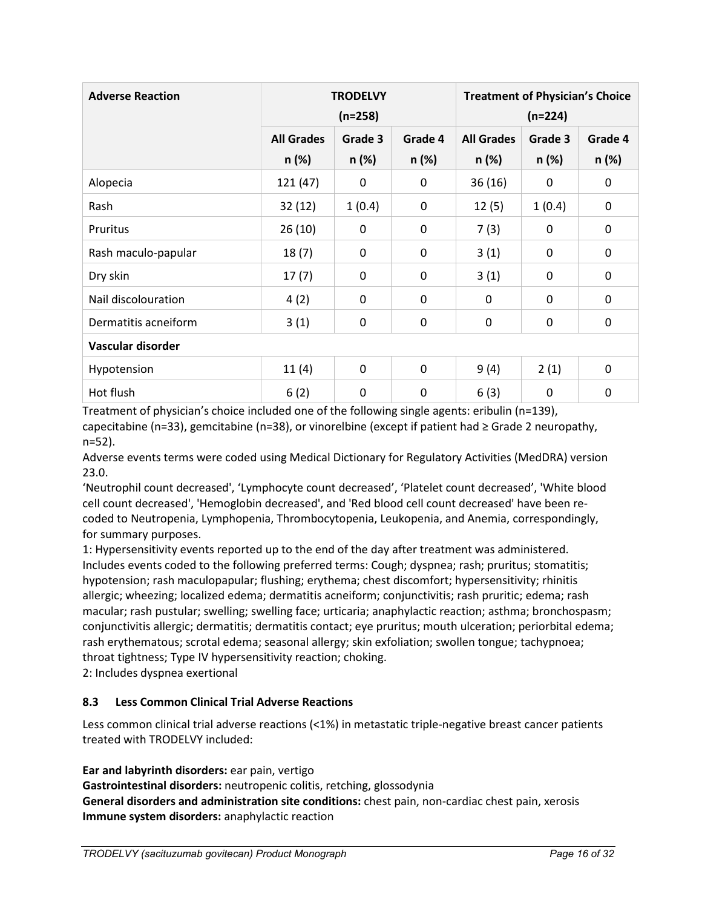| Adverse Reaction | TRODELVY (n=258) | | | Treatment of Physician's Choice (n=224) | | |
|---|---|---|---|---|---|---|
| | All Grades n (%) | Grade 3 n (%) | Grade 4 n (%) | All Grades n (%) | Grade 3 n (%) | Grade 4 n (%) |
| Alopecia | 121 (47) | 0 | 0 | 36 (16) | 0 | 0 |
| Rash | 32 (12) | 1 (0.4) | 0 | 12 (5) | 1 (0.4) | 0 |
| Pruritus | 26 (10) | 0 | 0 | 7 (3) | 0 | 0 |
| Rash maculo-papular | 18 (7) | 0 | 0 | 3 (1) | 0 | 0 |
| Dry skin | 17 (7) | 0 | 0 | 3 (1) | 0 | 0 |
| Nail discolouration | 4 (2) | 0 | 0 | 0 | 0 | 0 |
| Dermatitis acneiform | 3 (1) | 0 | 0 | 0 | 0 | 0 |
| **Vascular disorder** | | | | | | |
| Hypotension | 11 (4) | 0 | 0 | 9 (4) | 2 (1) | 0 |
| Hot flush | 6 (2) | 0 | 0 | 6 (3) | 0 | 0 |

Treatment of physician's choice included one of the following single agents: eribulin (n=139), capecitabine (n=33), gemcitabine (n=38), or vinorelbine (except if patient had ≥ Grade 2 neuropathy, n=52).

Adverse events terms were coded using Medical Dictionary for Regulatory Activities (MedDRA) version 23.0.

'Neutrophil count decreased', 'Lymphocyte count decreased', 'Platelet count decreased', 'White blood cell count decreased', 'Hemoglobin decreased', and 'Red blood cell count decreased' have been re-coded to Neutropenia, Lymphopenia, Thrombocytopenia, Leukopenia, and Anemia, correspondingly, for summary purposes.

1: Hypersensitivity events reported up to the end of the day after treatment was administered. Includes events coded to the following preferred terms: Cough; dyspnea; rash; pruritus; stomatitis; hypotension; rash maculopapular; flushing; erythema; chest discomfort; hypersensitivity; rhinitis allergic; wheezing; localized edema; dermatitis acneiform; conjunctivitis; rash pruritic; edema; rash macular; rash pustular; swelling; swelling face; urticaria; anaphylactic reaction; asthma; bronchospasm; conjunctivitis allergic; dermatitis; dermatitis contact; eye pruritus; mouth ulceration; periorbital edema; rash erythematous; scrotal edema; seasonal allergy; skin exfoliation; swollen tongue; tachypnoea; throat tightness; Type IV hypersensitivity reaction; choking.

2: Includes dyspnea exertional

### 8.3 Less Common Clinical Trial Adverse Reactions

Less common clinical trial adverse reactions (<1%) in metastatic triple-negative breast cancer patients treated with TRODELVY included:

**Ear and labyrinth disorders:** ear pain, vertigo
**Gastrointestinal disorders:** neutropenic colitis, retching, glossodynia
**General disorders and administration site conditions:** chest pain, non-cardiac chest pain, xerosis
**Immune system disorders:** anaphylactic reaction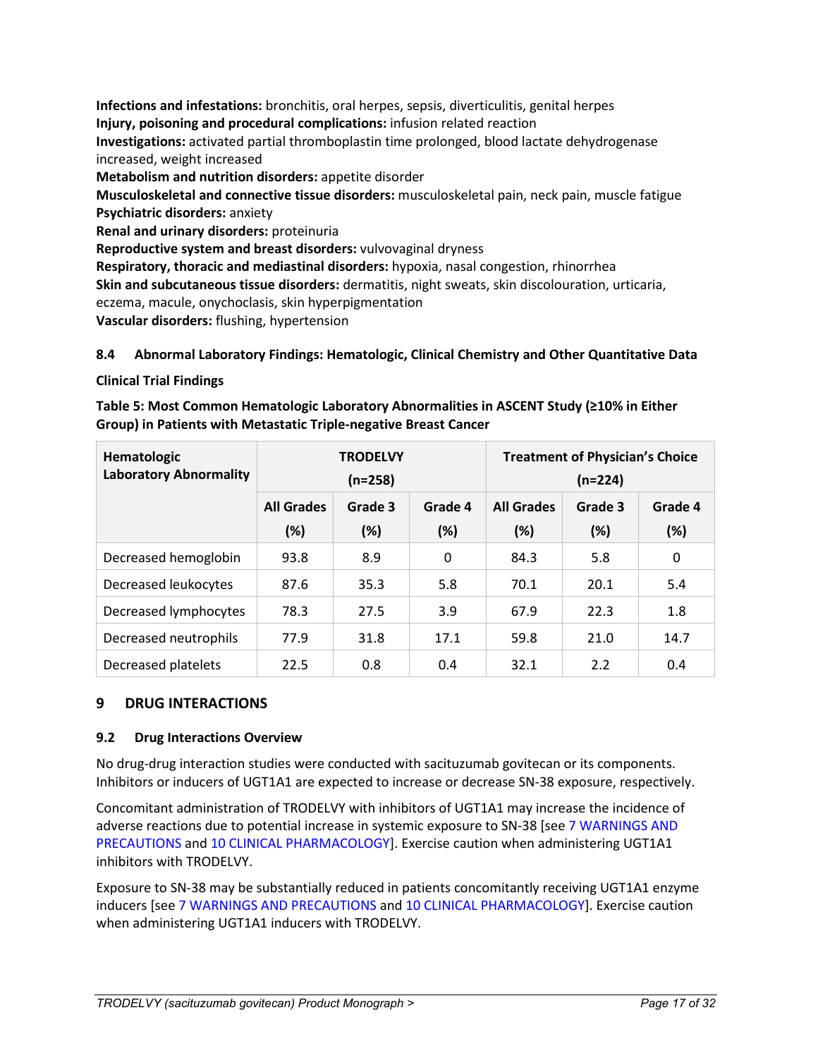**Infections and infestations:** bronchitis, oral herpes, sepsis, diverticulitis, genital herpes
**Injury, poisoning and procedural complications:** infusion related reaction
**Investigations:** activated partial thromboplastin time prolonged, blood lactate dehydrogenase increased, weight increased
**Metabolism and nutrition disorders:** appetite disorder
**Musculoskeletal and connective tissue disorders:** musculoskeletal pain, neck pain, muscle fatigue
**Psychiatric disorders:** anxiety
**Renal and urinary disorders:** proteinuria
**Reproductive system and breast disorders:** vulvovaginal dryness
**Respiratory, thoracic and mediastinal disorders:** hypoxia, nasal congestion, rhinorrhea
**Skin and subcutaneous tissue disorders:** dermatitis, night sweats, skin discolouration, urticaria, eczema, macule, onychoclasis, skin hyperpigmentation
**Vascular disorders:** flushing, hypertension

### 8.4 Abnormal Laboratory Findings: Hematologic, Clinical Chemistry and Other Quantitative Data

**Clinical Trial Findings**

**Table 5: Most Common Hematologic Laboratory Abnormalities in ASCENT Study (≥10% in Either Group) in Patients with Metastatic Triple-negative Breast Cancer**

| Hematologic Laboratory Abnormality | TRODELVY (n=258) | | | Treatment of Physician's Choice (n=224) | | |
|---|---|---|---|---|---|---|
| | All Grades (%) | Grade 3 (%) | Grade 4 (%) | All Grades (%) | Grade 3 (%) | Grade 4 (%) |
| Decreased hemoglobin | 93.8 | 8.9 | 0 | 84.3 | 5.8 | 0 |
| Decreased leukocytes | 87.6 | 35.3 | 5.8 | 70.1 | 20.1 | 5.4 |
| Decreased lymphocytes | 78.3 | 27.5 | 3.9 | 67.9 | 22.3 | 1.8 |
| Decreased neutrophils | 77.9 | 31.8 | 17.1 | 59.8 | 21.0 | 14.7 |
| Decreased platelets | 22.5 | 0.8 | 0.4 | 32.1 | 2.2 | 0.4 |

## 9 DRUG INTERACTIONS

### 9.2 Drug Interactions Overview

No drug-drug interaction studies were conducted with sacituzumab govitecan or its components. Inhibitors or inducers of UGT1A1 are expected to increase or decrease SN-38 exposure, respectively.

Concomitant administration of TRODELVY with inhibitors of UGT1A1 may increase the incidence of adverse reactions due to potential increase in systemic exposure to SN-38 [see 7 WARNINGS AND PRECAUTIONS and 10 CLINICAL PHARMACOLOGY]. Exercise caution when administering UGT1A1 inhibitors with TRODELVY.

Exposure to SN-38 may be substantially reduced in patients concomitantly receiving UGT1A1 enzyme inducers [see 7 WARNINGS AND PRECAUTIONS and 10 CLINICAL PHARMACOLOGY]. Exercise caution when administering UGT1A1 inducers with TRODELVY.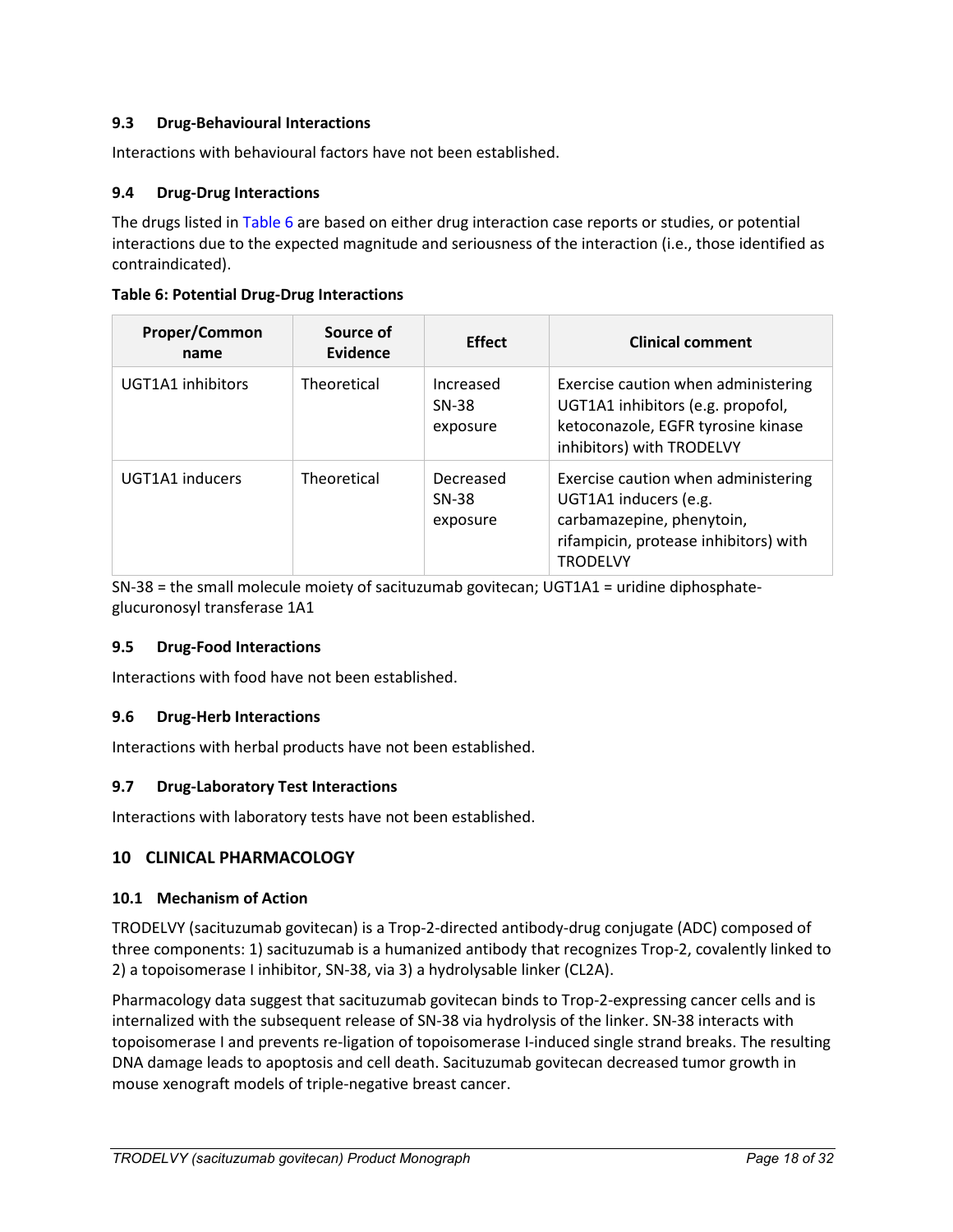### 9.3 Drug-Behavioural Interactions

Interactions with behavioural factors have not been established.

### 9.4 Drug-Drug Interactions

The drugs listed in Table 6 are based on either drug interaction case reports or studies, or potential interactions due to the expected magnitude and seriousness of the interaction (i.e., those identified as contraindicated).

**Table 6: Potential Drug-Drug Interactions**

| Proper/Common name | Source of Evidence | Effect | Clinical comment |
|---|---|---|---|
| UGT1A1 inhibitors | Theoretical | Increased SN-38 exposure | Exercise caution when administering UGT1A1 inhibitors (e.g. propofol, ketoconazole, EGFR tyrosine kinase inhibitors) with TRODELVY |
| UGT1A1 inducers | Theoretical | Decreased SN-38 exposure | Exercise caution when administering UGT1A1 inducers (e.g. carbamazepine, phenytoin, rifampicin, protease inhibitors) with TRODELVY |

SN-38 = the small molecule moiety of sacituzumab govitecan; UGT1A1 = uridine diphosphate-glucuronosyl transferase 1A1

### 9.5 Drug-Food Interactions

Interactions with food have not been established.

### 9.6 Drug-Herb Interactions

Interactions with herbal products have not been established.

### 9.7 Drug-Laboratory Test Interactions

Interactions with laboratory tests have not been established.

## 10 CLINICAL PHARMACOLOGY

### 10.1 Mechanism of Action

TRODELVY (sacituzumab govitecan) is a Trop-2-directed antibody-drug conjugate (ADC) composed of three components: 1) sacituzumab is a humanized antibody that recognizes Trop-2, covalently linked to 2) a topoisomerase I inhibitor, SN-38, via 3) a hydrolysable linker (CL2A).

Pharmacology data suggest that sacituzumab govitecan binds to Trop-2-expressing cancer cells and is internalized with the subsequent release of SN-38 via hydrolysis of the linker. SN-38 interacts with topoisomerase I and prevents re-ligation of topoisomerase I-induced single strand breaks. The resulting DNA damage leads to apoptosis and cell death. Sacituzumab govitecan decreased tumor growth in mouse xenograft models of triple-negative breast cancer.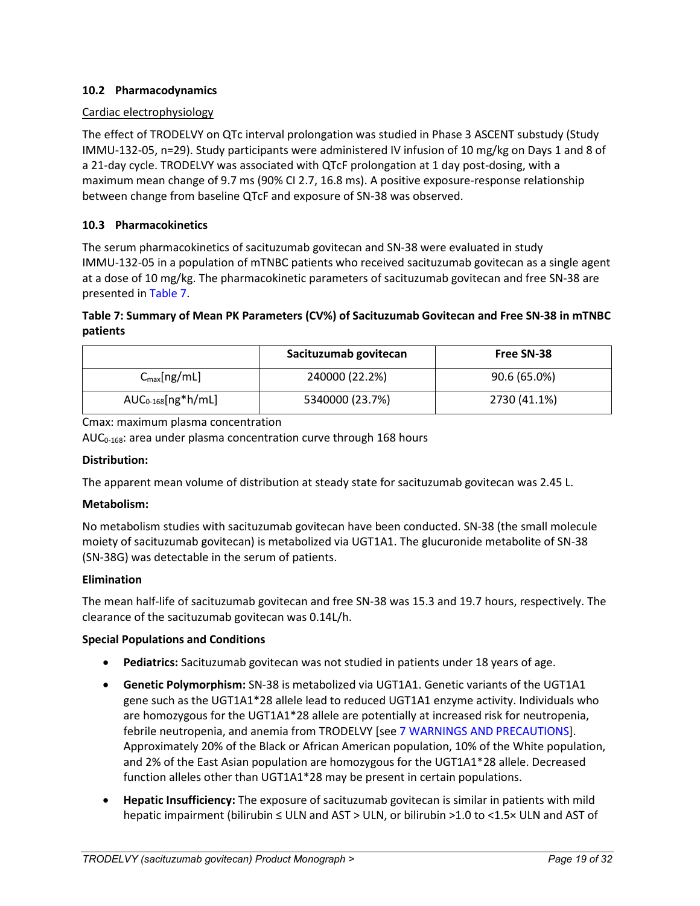### 10.2 Pharmacodynamics

Cardiac electrophysiology

The effect of TRODELVY on QTc interval prolongation was studied in Phase 3 ASCENT substudy (Study IMMU-132-05, n=29). Study participants were administered IV infusion of 10 mg/kg on Days 1 and 8 of a 21-day cycle. TRODELVY was associated with QTcF prolongation at 1 day post-dosing, with a maximum mean change of 9.7 ms (90% CI 2.7, 16.8 ms). A positive exposure-response relationship between change from baseline QTcF and exposure of SN-38 was observed.

### 10.3 Pharmacokinetics

The serum pharmacokinetics of sacituzumab govitecan and SN-38 were evaluated in study IMMU-132-05 in a population of mTNBC patients who received sacituzumab govitecan as a single agent at a dose of 10 mg/kg. The pharmacokinetic parameters of sacituzumab govitecan and free SN-38 are presented in Table 7.

**Table 7: Summary of Mean PK Parameters (CV%) of Sacituzumab Govitecan and Free SN-38 in mTNBC patients**

| | Sacituzumab govitecan | Free SN-38 |
|---|---|---|
| $C_{max}$[ng/mL] | 240000 (22.2%) | 90.6 (65.0%) |
| $AUC_{0-168}$[ng*h/mL] | 5340000 (23.7%) | 2730 (41.1%) |

Cmax: maximum plasma concentration

$AUC_{0-168}$: area under plasma concentration curve through 168 hours

**Distribution:**

The apparent mean volume of distribution at steady state for sacituzumab govitecan was 2.45 L.

**Metabolism:**

No metabolism studies with sacituzumab govitecan have been conducted. SN-38 (the small molecule moiety of sacituzumab govitecan) is metabolized via UGT1A1. The glucuronide metabolite of SN-38 (SN-38G) was detectable in the serum of patients.

**Elimination**

The mean half-life of sacituzumab govitecan and free SN-38 was 15.3 and 19.7 hours, respectively. The clearance of the sacituzumab govitecan was 0.14L/h.

**Special Populations and Conditions**

- **Pediatrics:** Sacituzumab govitecan was not studied in patients under 18 years of age.
- **Genetic Polymorphism:** SN-38 is metabolized via UGT1A1. Genetic variants of the UGT1A1 gene such as the UGT1A1*28 allele lead to reduced UGT1A1 enzyme activity. Individuals who are homozygous for the UGT1A1*28 allele are potentially at increased risk for neutropenia, febrile neutropenia, and anemia from TRODELVY [see 7 WARNINGS AND PRECAUTIONS]. Approximately 20% of the Black or African American population, 10% of the White population, and 2% of the East Asian population are homozygous for the UGT1A1*28 allele. Decreased function alleles other than UGT1A1*28 may be present in certain populations.
- **Hepatic Insufficiency:** The exposure of sacituzumab govitecan is similar in patients with mild hepatic impairment (bilirubin ≤ ULN and AST > ULN, or bilirubin >1.0 to <1.5× ULN and AST of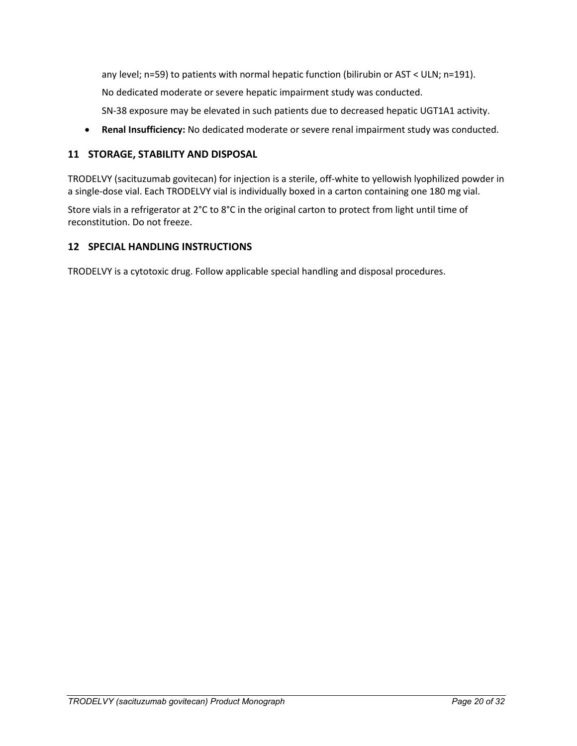any level; n=59) to patients with normal hepatic function (bilirubin or AST < ULN; n=191).

No dedicated moderate or severe hepatic impairment study was conducted.

SN-38 exposure may be elevated in such patients due to decreased hepatic UGT1A1 activity.

- **Renal Insufficiency:** No dedicated moderate or severe renal impairment study was conducted.

## 11 STORAGE, STABILITY AND DISPOSAL

TRODELVY (sacituzumab govitecan) for injection is a sterile, off-white to yellowish lyophilized powder in a single-dose vial. Each TRODELVY vial is individually boxed in a carton containing one 180 mg vial.

Store vials in a refrigerator at 2°C to 8°C in the original carton to protect from light until time of reconstitution. Do not freeze.

## 12 SPECIAL HANDLING INSTRUCTIONS

TRODELVY is a cytotoxic drug. Follow applicable special handling and disposal procedures.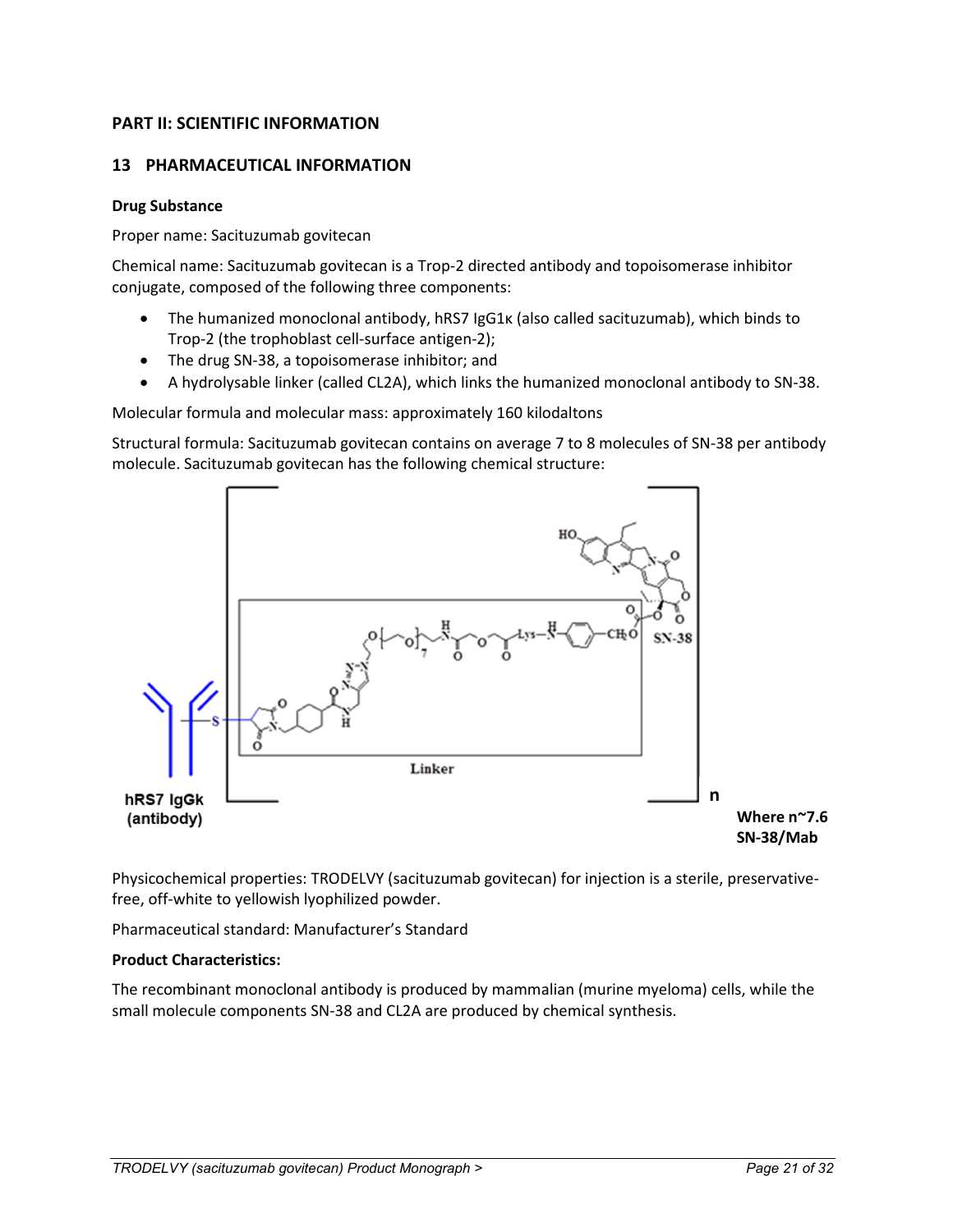## PART II: SCIENTIFIC INFORMATION

## 13 PHARMACEUTICAL INFORMATION

**Drug Substance**

Proper name: Sacituzumab govitecan

Chemical name: Sacituzumab govitecan is a Trop-2 directed antibody and topoisomerase inhibitor conjugate, composed of the following three components:

- The humanized monoclonal antibody, hRS7 IgG1κ (also called sacituzumab), which binds to Trop-2 (the trophoblast cell-surface antigen-2);
- The drug SN-38, a topoisomerase inhibitor; and
- A hydrolysable linker (called CL2A), which links the humanized monoclonal antibody to SN-38.

Molecular formula and molecular mass: approximately 160 kilodaltons

Structural formula: Sacituzumab govitecan contains on average 7 to 8 molecules of SN-38 per antibody molecule. Sacituzumab govitecan has the following chemical structure:

hRS7 IgGk (antibody)

Linker

SN-38

n

**Where n~7.6 SN-38/Mab**

Physicochemical properties: TRODELVY (sacituzumab govitecan) for injection is a sterile, preservative-free, off-white to yellowish lyophilized powder.

Pharmaceutical standard: Manufacturer's Standard

**Product Characteristics:**

The recombinant monoclonal antibody is produced by mammalian (murine myeloma) cells, while the small molecule components SN-38 and CL2A are produced by chemical synthesis.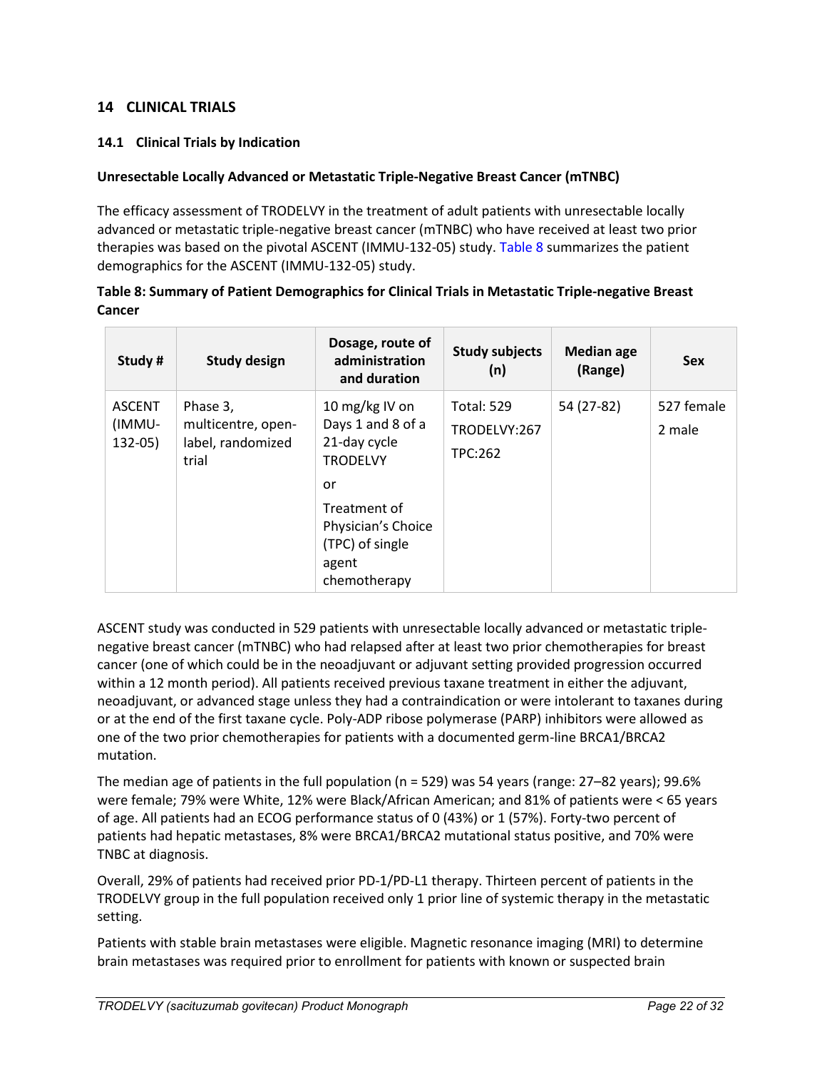## 14 CLINICAL TRIALS

### 14.1 Clinical Trials by Indication

**Unresectable Locally Advanced or Metastatic Triple-Negative Breast Cancer (mTNBC)**

The efficacy assessment of TRODELVY in the treatment of adult patients with unresectable locally advanced or metastatic triple-negative breast cancer (mTNBC) who have received at least two prior therapies was based on the pivotal ASCENT (IMMU-132-05) study. Table 8 summarizes the patient demographics for the ASCENT (IMMU-132-05) study.

**Table 8: Summary of Patient Demographics for Clinical Trials in Metastatic Triple-negative Breast Cancer**

| Study # | Study design | Dosage, route of administration and duration | Study subjects (n) | Median age (Range) | Sex |
|---|---|---|---|---|---|
| ASCENT (IMMU-132-05) | Phase 3, multicentre, open-label, randomized trial | 10 mg/kg IV on Days 1 and 8 of a 21-day cycle TRODELVY<br>or<br>Treatment of Physician's Choice (TPC) of single agent chemotherapy | Total: 529<br>TRODELVY:267<br>TPC:262 | 54 (27-82) | 527 female<br>2 male |

ASCENT study was conducted in 529 patients with unresectable locally advanced or metastatic triple-negative breast cancer (mTNBC) who had relapsed after at least two prior chemotherapies for breast cancer (one of which could be in the neoadjuvant or adjuvant setting provided progression occurred within a 12 month period). All patients received previous taxane treatment in either the adjuvant, neoadjuvant, or advanced stage unless they had a contraindication or were intolerant to taxanes during or at the end of the first taxane cycle. Poly-ADP ribose polymerase (PARP) inhibitors were allowed as one of the two prior chemotherapies for patients with a documented germ-line BRCA1/BRCA2 mutation.

The median age of patients in the full population (n = 529) was 54 years (range: 27–82 years); 99.6% were female; 79% were White, 12% were Black/African American; and 81% of patients were < 65 years of age. All patients had an ECOG performance status of 0 (43%) or 1 (57%). Forty-two percent of patients had hepatic metastases, 8% were BRCA1/BRCA2 mutational status positive, and 70% were TNBC at diagnosis.

Overall, 29% of patients had received prior PD-1/PD-L1 therapy. Thirteen percent of patients in the TRODELVY group in the full population received only 1 prior line of systemic therapy in the metastatic setting.

Patients with stable brain metastases were eligible. Magnetic resonance imaging (MRI) to determine brain metastases was required prior to enrollment for patients with known or suspected brain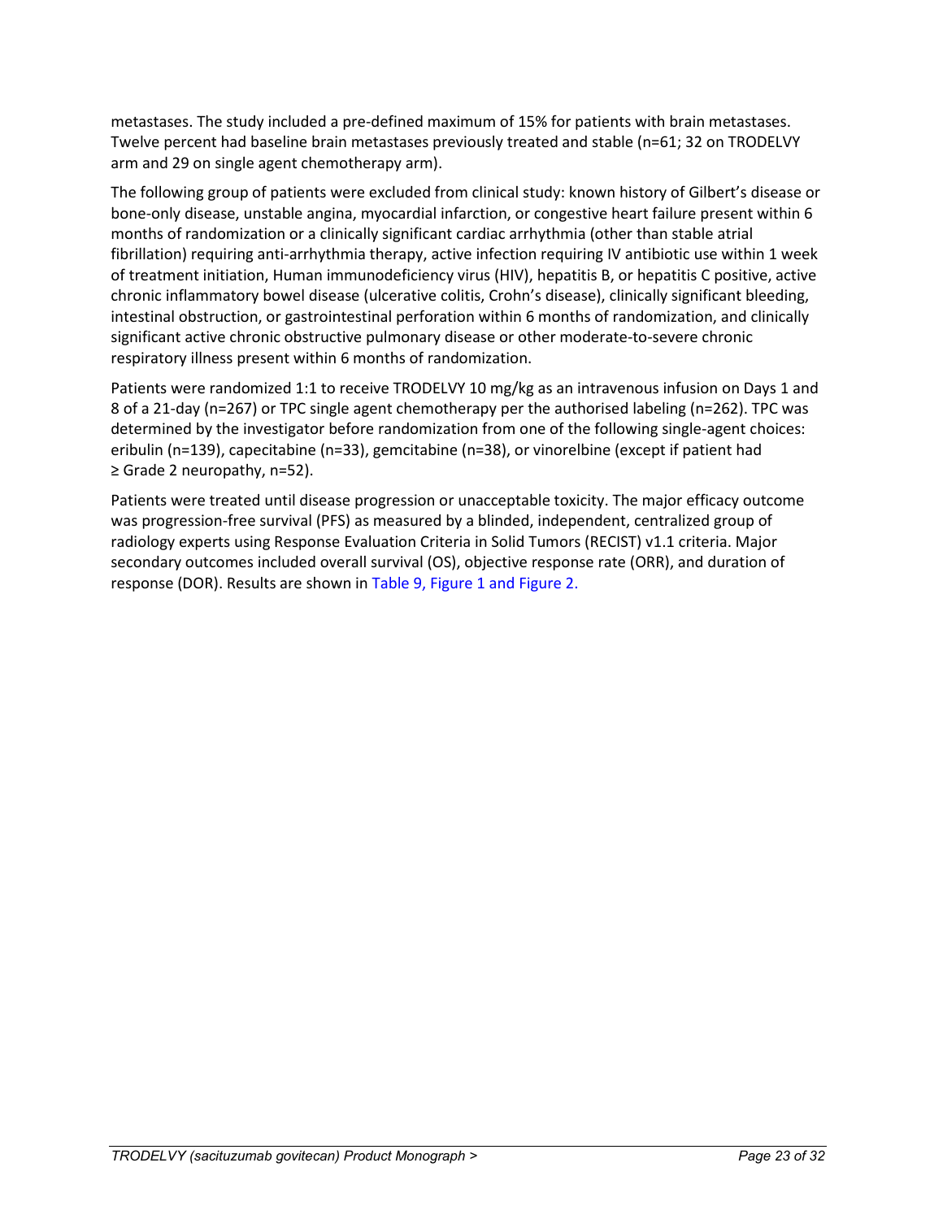metastases. The study included a pre-defined maximum of 15% for patients with brain metastases. Twelve percent had baseline brain metastases previously treated and stable (n=61; 32 on TRODELVY arm and 29 on single agent chemotherapy arm).

The following group of patients were excluded from clinical study: known history of Gilbert's disease or bone-only disease, unstable angina, myocardial infarction, or congestive heart failure present within 6 months of randomization or a clinically significant cardiac arrhythmia (other than stable atrial fibrillation) requiring anti-arrhythmia therapy, active infection requiring IV antibiotic use within 1 week of treatment initiation, Human immunodeficiency virus (HIV), hepatitis B, or hepatitis C positive, active chronic inflammatory bowel disease (ulcerative colitis, Crohn's disease), clinically significant bleeding, intestinal obstruction, or gastrointestinal perforation within 6 months of randomization, and clinically significant active chronic obstructive pulmonary disease or other moderate-to-severe chronic respiratory illness present within 6 months of randomization.

Patients were randomized 1:1 to receive TRODELVY 10 mg/kg as an intravenous infusion on Days 1 and 8 of a 21-day (n=267) or TPC single agent chemotherapy per the authorised labeling (n=262). TPC was determined by the investigator before randomization from one of the following single-agent choices: eribulin (n=139), capecitabine (n=33), gemcitabine (n=38), or vinorelbine (except if patient had ≥ Grade 2 neuropathy, n=52).

Patients were treated until disease progression or unacceptable toxicity. The major efficacy outcome was progression-free survival (PFS) as measured by a blinded, independent, centralized group of radiology experts using Response Evaluation Criteria in Solid Tumors (RECIST) v1.1 criteria. Major secondary outcomes included overall survival (OS), objective response rate (ORR), and duration of response (DOR). Results are shown in Table 9, Figure 1 and Figure 2.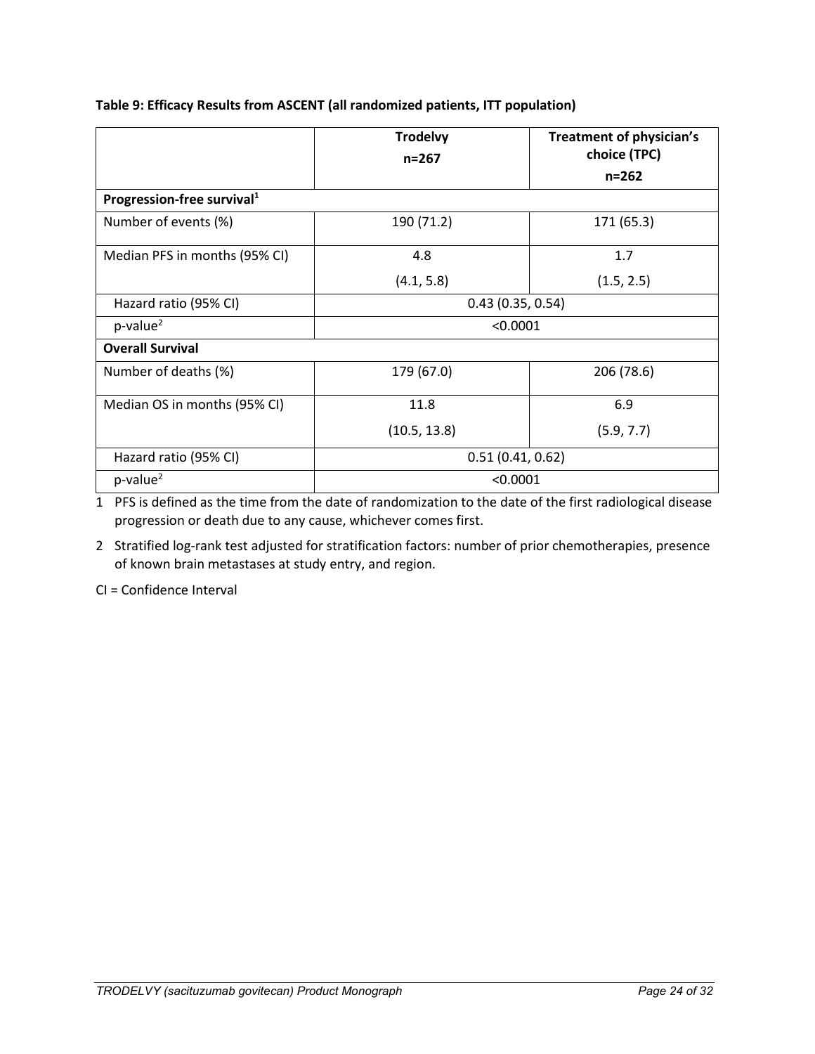**Table 9: Efficacy Results from ASCENT (all randomized patients, ITT population)**

| | Trodelvy n=267 | Treatment of physician's choice (TPC) n=262 |
|---|---|---|
| **Progression-free survival[1]** | | |
| Number of events (%) | 190 (71.2) | 171 (65.3) |
| Median PFS in months (95% CI) | 4.8 (4.1, 5.8) | 1.7 (1.5, 2.5) |
| Hazard ratio (95% CI) | 0.43 (0.35, 0.54) | |
| p-value[2] | <0.0001 | |
| **Overall Survival** | | |
| Number of deaths (%) | 179 (67.0) | 206 (78.6) |
| Median OS in months (95% CI) | 11.8 (10.5, 13.8) | 6.9 (5.9, 7.7) |
| Hazard ratio (95% CI) | 0.51 (0.41, 0.62) | |
| p-value[2] | <0.0001 | |

1 PFS is defined as the time from the date of randomization to the date of the first radiological disease progression or death due to any cause, whichever comes first.

2 Stratified log-rank test adjusted for stratification factors: number of prior chemotherapies, presence of known brain metastases at study entry, and region.

CI = Confidence Interval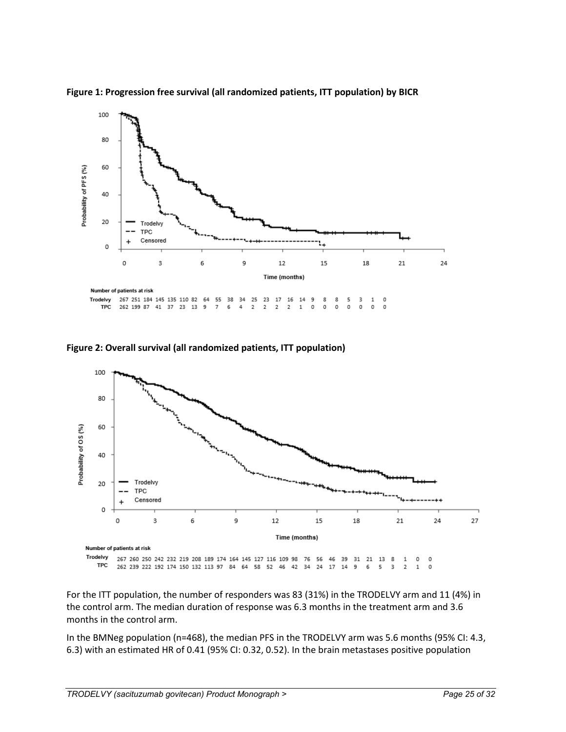**Figure 1: Progression free survival (all randomized patients, ITT population) by BICR**

Number of patients at risk

| | | | | | | | | | | | | | | | | | | | | | | |
|---|---|---|---|---|---|---|---|---|---|---|---|---|---|---|---|---|---|---|---|---|---|---|
| Trodelvy | 267 | 251 | 184 | 145 | 135 | 110 | 82 | 64 | 55 | 38 | 34 | 25 | 23 | 17 | 16 | 14 | 9 | 8 | 8 | 5 | 3 | 1 | 0 |
| TPC | 262 | 199 | 87 | 41 | 37 | 23 | 13 | 9 | 7 | 6 | 4 | 2 | 2 | 2 | 2 | 1 | 0 | 0 | 0 | 0 | 0 | 0 | 0 |

**Figure 2: Overall survival (all randomized patients, ITT population)**

Number of patients at risk

| | | | | | | | | | | | | | | | | | | | | | | | | | |
|---|---|---|---|---|---|---|---|---|---|---|---|---|---|---|---|---|---|---|---|---|---|---|---|---|---|
| Trodelvy | 267 | 260 | 250 | 242 | 232 | 219 | 208 | 189 | 174 | 164 | 145 | 127 | 116 | 109 | 98 | 76 | 56 | 46 | 39 | 31 | 21 | 13 | 8 | 1 | 0 | 0 |
| TPC | 262 | 239 | 222 | 192 | 174 | 150 | 132 | 113 | 97 | 84 | 64 | 58 | 52 | 46 | 42 | 34 | 24 | 17 | 14 | 9 | 6 | 5 | 3 | 2 | 1 | 0 |

For the ITT population, the number of responders was 83 (31%) in the TRODELVY arm and 11 (4%) in the control arm. The median duration of response was 6.3 months in the treatment arm and 3.6 months in the control arm.

In the BMNeg population (n=468), the median PFS in the TRODELVY arm was 5.6 months (95% CI: 4.3, 6.3) with an estimated HR of 0.41 (95% CI: 0.32, 0.52). In the brain metastases positive population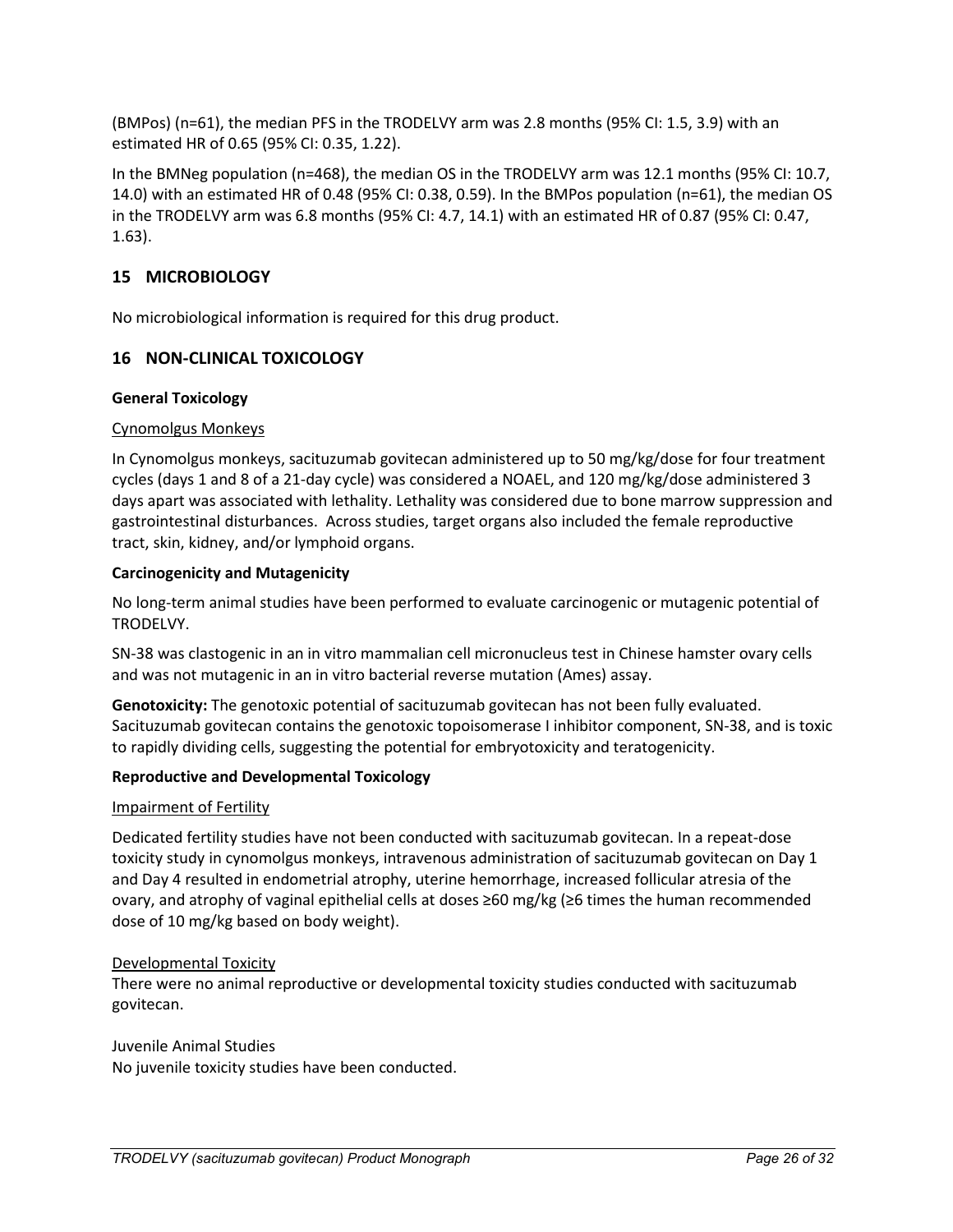(BMPos) (n=61), the median PFS in the TRODELVY arm was 2.8 months (95% CI: 1.5, 3.9) with an estimated HR of 0.65 (95% CI: 0.35, 1.22).

In the BMNeg population (n=468), the median OS in the TRODELVY arm was 12.1 months (95% CI: 10.7, 14.0) with an estimated HR of 0.48 (95% CI: 0.38, 0.59). In the BMPos population (n=61), the median OS in the TRODELVY arm was 6.8 months (95% CI: 4.7, 14.1) with an estimated HR of 0.87 (95% CI: 0.47, 1.63).

## 15 MICROBIOLOGY

No microbiological information is required for this drug product.

## 16 NON-CLINICAL TOXICOLOGY

**General Toxicology**

Cynomolgus Monkeys

In Cynomolgus monkeys, sacituzumab govitecan administered up to 50 mg/kg/dose for four treatment cycles (days 1 and 8 of a 21-day cycle) was considered a NOAEL, and 120 mg/kg/dose administered 3 days apart was associated with lethality. Lethality was considered due to bone marrow suppression and gastrointestinal disturbances. Across studies, target organs also included the female reproductive tract, skin, kidney, and/or lymphoid organs.

**Carcinogenicity and Mutagenicity**

No long-term animal studies have been performed to evaluate carcinogenic or mutagenic potential of TRODELVY.

SN-38 was clastogenic in an in vitro mammalian cell micronucleus test in Chinese hamster ovary cells and was not mutagenic in an in vitro bacterial reverse mutation (Ames) assay.

**Genotoxicity:** The genotoxic potential of sacituzumab govitecan has not been fully evaluated. Sacituzumab govitecan contains the genotoxic topoisomerase I inhibitor component, SN-38, and is toxic to rapidly dividing cells, suggesting the potential for embryotoxicity and teratogenicity.

**Reproductive and Developmental Toxicology**

Impairment of Fertility

Dedicated fertility studies have not been conducted with sacituzumab govitecan. In a repeat-dose toxicity study in cynomolgus monkeys, intravenous administration of sacituzumab govitecan on Day 1 and Day 4 resulted in endometrial atrophy, uterine hemorrhage, increased follicular atresia of the ovary, and atrophy of vaginal epithelial cells at doses ≥60 mg/kg (≥6 times the human recommended dose of 10 mg/kg based on body weight).

Developmental Toxicity

There were no animal reproductive or developmental toxicity studies conducted with sacituzumab govitecan.

Juvenile Animal Studies

No juvenile toxicity studies have been conducted.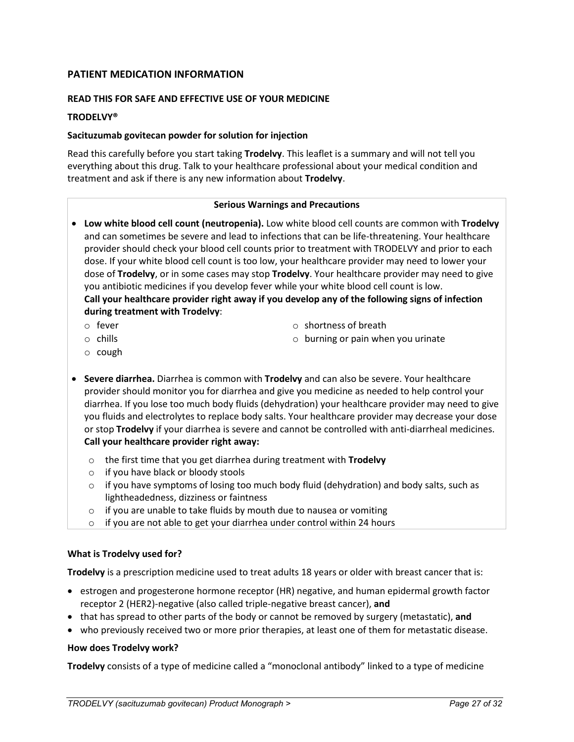## PATIENT MEDICATION INFORMATION

### READ THIS FOR SAFE AND EFFECTIVE USE OF YOUR MEDICINE

**TRODELVY®**

**Sacituzumab govitecan powder for solution for injection**

Read this carefully before you start taking **Trodelvy**. This leaflet is a summary and will not tell you everything about this drug. Talk to your healthcare professional about your medical condition and treatment and ask if there is any new information about **Trodelvy**.

**Serious Warnings and Precautions**

- **Low white blood cell count (neutropenia).** Low white blood cell counts are common with **Trodelvy** and can sometimes be severe and lead to infections that can be life-threatening. Your healthcare provider should check your blood cell counts prior to treatment with TRODELVY and prior to each dose. If your white blood cell count is too low, your healthcare provider may need to lower your dose of **Trodelvy**, or in some cases may stop **Trodelvy**. Your healthcare provider may need to give you antibiotic medicines if you develop fever while your white blood cell count is low.
  **Call your healthcare provider right away if you develop any of the following signs of infection during treatment with Trodelvy**:
  - fever
  - chills
  - cough
  - shortness of breath
  - burning or pain when you urinate
- **Severe diarrhea.** Diarrhea is common with **Trodelvy** and can also be severe. Your healthcare provider should monitor you for diarrhea and give you medicine as needed to help control your diarrhea. If you lose too much body fluids (dehydration) your healthcare provider may need to give you fluids and electrolytes to replace body salts. Your healthcare provider may decrease your dose or stop **Trodelvy** if your diarrhea is severe and cannot be controlled with anti-diarrheal medicines.
  **Call your healthcare provider right away:**
  - the first time that you get diarrhea during treatment with **Trodelvy**
  - if you have black or bloody stools
  - if you have symptoms of losing too much body fluid (dehydration) and body salts, such as lightheadedness, dizziness or faintness
  - if you are unable to take fluids by mouth due to nausea or vomiting
  - if you are not able to get your diarrhea under control within 24 hours

### What is Trodelvy used for?

**Trodelvy** is a prescription medicine used to treat adults 18 years or older with breast cancer that is:

- estrogen and progesterone hormone receptor (HR) negative, and human epidermal growth factor receptor 2 (HER2)-negative (also called triple-negative breast cancer), **and**
- that has spread to other parts of the body or cannot be removed by surgery (metastatic), **and**
- who previously received two or more prior therapies, at least one of them for metastatic disease.

### How does Trodelvy work?

**Trodelvy** consists of a type of medicine called a "monoclonal antibody" linked to a type of medicine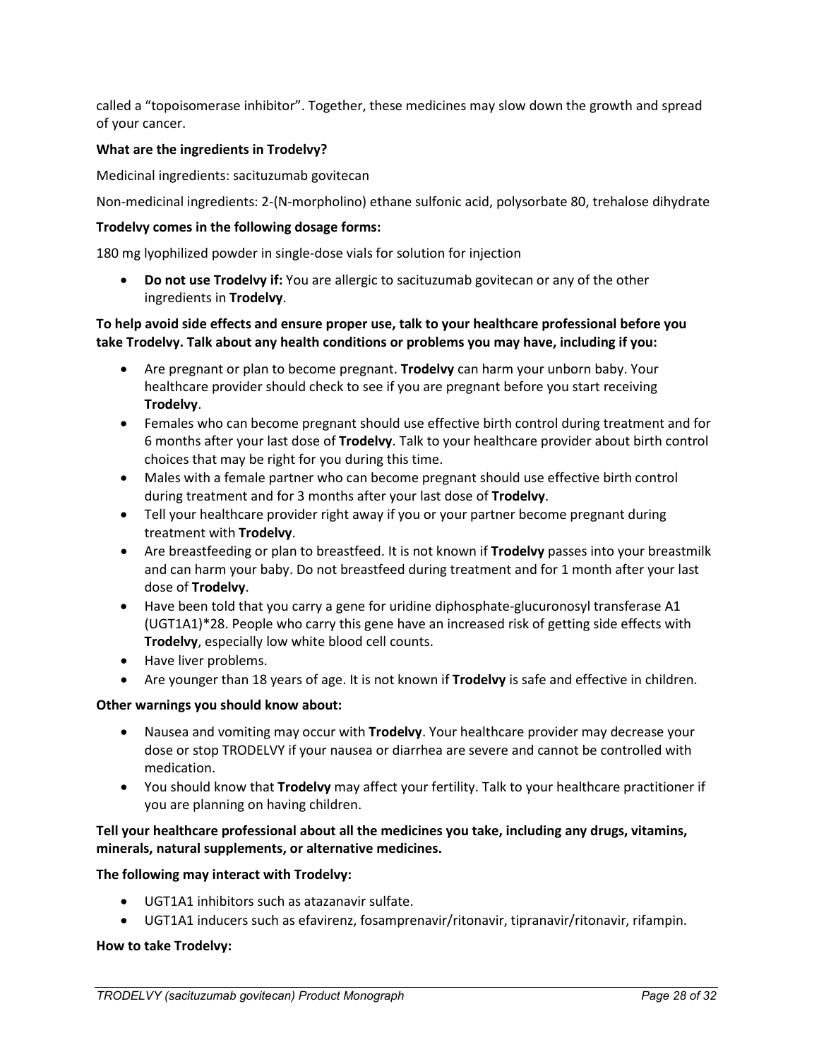called a “topoisomerase inhibitor”. Together, these medicines may slow down the growth and spread of your cancer.

**What are the ingredients in Trodelvy?**

Medicinal ingredients: sacituzumab govitecan

Non-medicinal ingredients: 2-(N-morpholino) ethane sulfonic acid, polysorbate 80, trehalose dihydrate

**Trodelvy comes in the following dosage forms:**

180 mg lyophilized powder in single-dose vials for solution for injection

- **Do not use Trodelvy if:** You are allergic to sacituzumab govitecan or any of the other ingredients in **Trodelvy**.

**To help avoid side effects and ensure proper use, talk to your healthcare professional before you take Trodelvy. Talk about any health conditions or problems you may have, including if you:**

- Are pregnant or plan to become pregnant. **Trodelvy** can harm your unborn baby. Your healthcare provider should check to see if you are pregnant before you start receiving **Trodelvy**.
- Females who can become pregnant should use effective birth control during treatment and for 6 months after your last dose of **Trodelvy**. Talk to your healthcare provider about birth control choices that may be right for you during this time.
- Males with a female partner who can become pregnant should use effective birth control during treatment and for 3 months after your last dose of **Trodelvy**.
- Tell your healthcare provider right away if you or your partner become pregnant during treatment with **Trodelvy**.
- Are breastfeeding or plan to breastfeed. It is not known if **Trodelvy** passes into your breastmilk and can harm your baby. Do not breastfeed during treatment and for 1 month after your last dose of **Trodelvy**.
- Have been told that you carry a gene for uridine diphosphate-glucuronosyl transferase A1 (UGT1A1)*28. People who carry this gene have an increased risk of getting side effects with **Trodelvy**, especially low white blood cell counts.
- Have liver problems.
- Are younger than 18 years of age. It is not known if **Trodelvy** is safe and effective in children.

**Other warnings you should know about:**

- Nausea and vomiting may occur with **Trodelvy**. Your healthcare provider may decrease your dose or stop TRODELVY if your nausea or diarrhea are severe and cannot be controlled with medication.
- You should know that **Trodelvy** may affect your fertility. Talk to your healthcare practitioner if you are planning on having children.

**Tell your healthcare professional about all the medicines you take, including any drugs, vitamins, minerals, natural supplements, or alternative medicines.**

**The following may interact with Trodelvy:**

- UGT1A1 inhibitors such as atazanavir sulfate.
- UGT1A1 inducers such as efavirenz, fosamprenavir/ritonavir, tipranavir/ritonavir, rifampin.

**How to take Trodelvy:**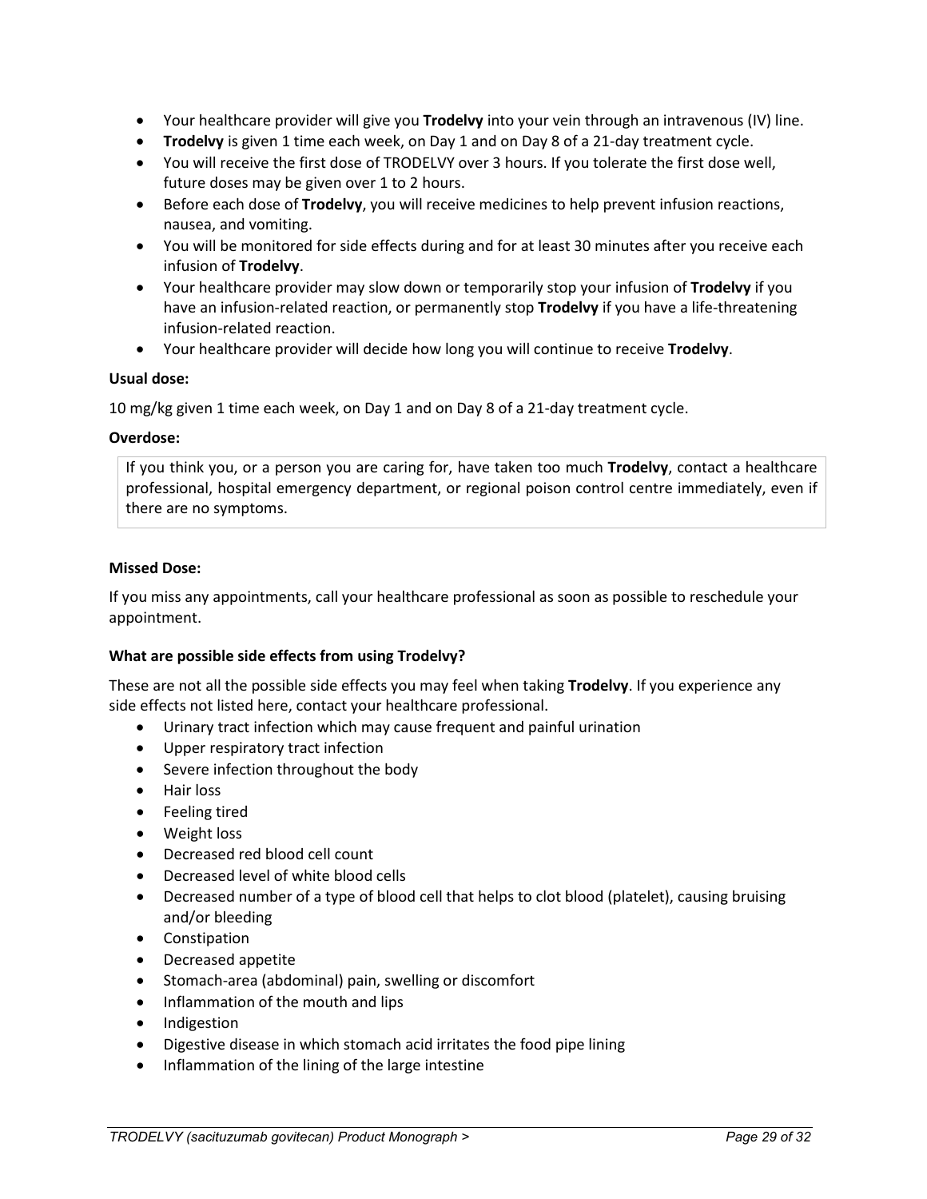- Your healthcare provider will give you **Trodelvy** into your vein through an intravenous (IV) line.
- **Trodelvy** is given 1 time each week, on Day 1 and on Day 8 of a 21-day treatment cycle.
- You will receive the first dose of TRODELVY over 3 hours. If you tolerate the first dose well, future doses may be given over 1 to 2 hours.
- Before each dose of **Trodelvy**, you will receive medicines to help prevent infusion reactions, nausea, and vomiting.
- You will be monitored for side effects during and for at least 30 minutes after you receive each infusion of **Trodelvy**.
- Your healthcare provider may slow down or temporarily stop your infusion of **Trodelvy** if you have an infusion-related reaction, or permanently stop **Trodelvy** if you have a life-threatening infusion-related reaction.
- Your healthcare provider will decide how long you will continue to receive **Trodelvy**.

**Usual dose:**

10 mg/kg given 1 time each week, on Day 1 and on Day 8 of a 21-day treatment cycle.

**Overdose:**

If you think you, or a person you are caring for, have taken too much **Trodelvy**, contact a healthcare professional, hospital emergency department, or regional poison control centre immediately, even if there are no symptoms.

**Missed Dose:**

If you miss any appointments, call your healthcare professional as soon as possible to reschedule your appointment.

**What are possible side effects from using Trodelvy?**

These are not all the possible side effects you may feel when taking **Trodelvy**. If you experience any side effects not listed here, contact your healthcare professional.

- Urinary tract infection which may cause frequent and painful urination
- Upper respiratory tract infection
- Severe infection throughout the body
- Hair loss
- Feeling tired
- Weight loss
- Decreased red blood cell count
- Decreased level of white blood cells
- Decreased number of a type of blood cell that helps to clot blood (platelet), causing bruising and/or bleeding
- Constipation
- Decreased appetite
- Stomach-area (abdominal) pain, swelling or discomfort
- Inflammation of the mouth and lips
- Indigestion
- Digestive disease in which stomach acid irritates the food pipe lining
- Inflammation of the lining of the large intestine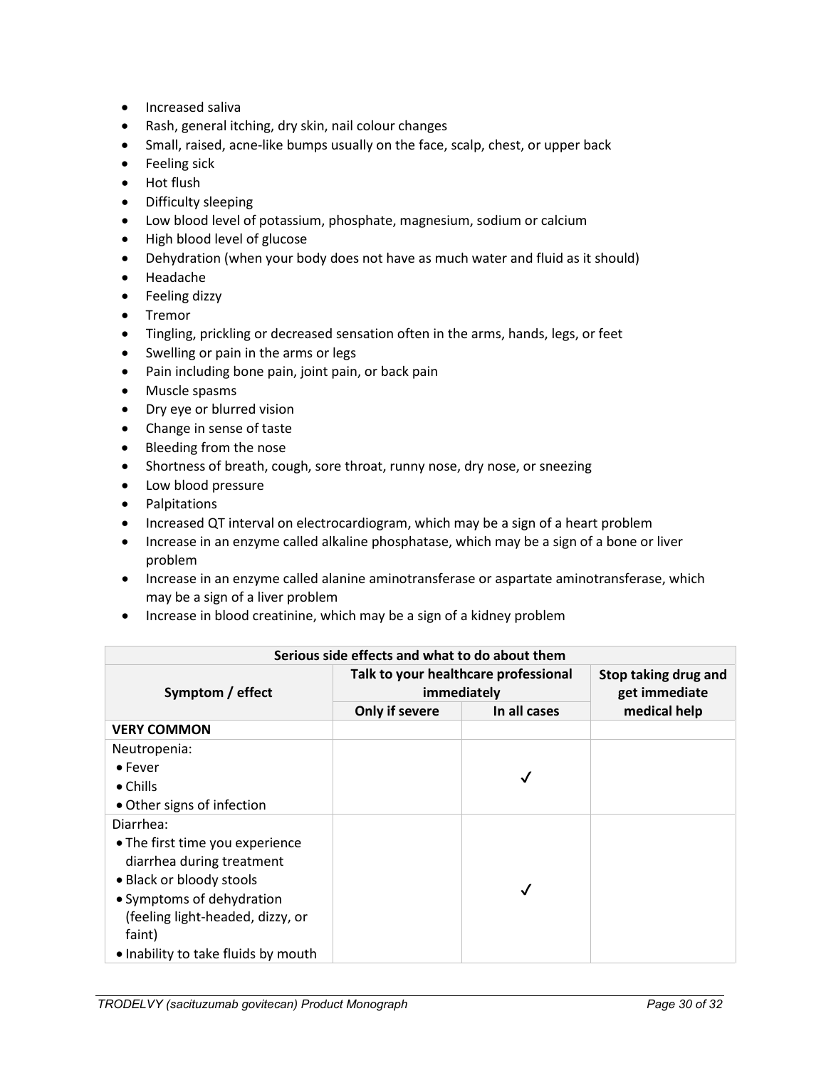- Increased saliva
- Rash, general itching, dry skin, nail colour changes
- Small, raised, acne-like bumps usually on the face, scalp, chest, or upper back
- Feeling sick
- Hot flush
- Difficulty sleeping
- Low blood level of potassium, phosphate, magnesium, sodium or calcium
- High blood level of glucose
- Dehydration (when your body does not have as much water and fluid as it should)
- Headache
- Feeling dizzy
- Tremor
- Tingling, prickling or decreased sensation often in the arms, hands, legs, or feet
- Swelling or pain in the arms or legs
- Pain including bone pain, joint pain, or back pain
- Muscle spasms
- Dry eye or blurred vision
- Change in sense of taste
- Bleeding from the nose
- Shortness of breath, cough, sore throat, runny nose, dry nose, or sneezing
- Low blood pressure
- Palpitations
- Increased QT interval on electrocardiogram, which may be a sign of a heart problem
- Increase in an enzyme called alkaline phosphatase, which may be a sign of a bone or liver problem
- Increase in an enzyme called alanine aminotransferase or aspartate aminotransferase, which may be a sign of a liver problem
- Increase in blood creatinine, which may be a sign of a kidney problem

| Serious side effects and what to do about them | | | |
|---|---|---|---|
| Symptom / effect | Talk to your healthcare professional immediately | | Stop taking drug and get immediate medical help |
| | Only if severe | In all cases | |
| **VERY COMMON** | | | |
| Neutropenia:<br>• Fever<br>• Chills<br>• Other signs of infection | | ✓ | |
| Diarrhea:<br>• The first time you experience diarrhea during treatment<br>• Black or bloody stools<br>• Symptoms of dehydration (feeling light-headed, dizzy, or faint)<br>• Inability to take fluids by mouth | | ✓ | |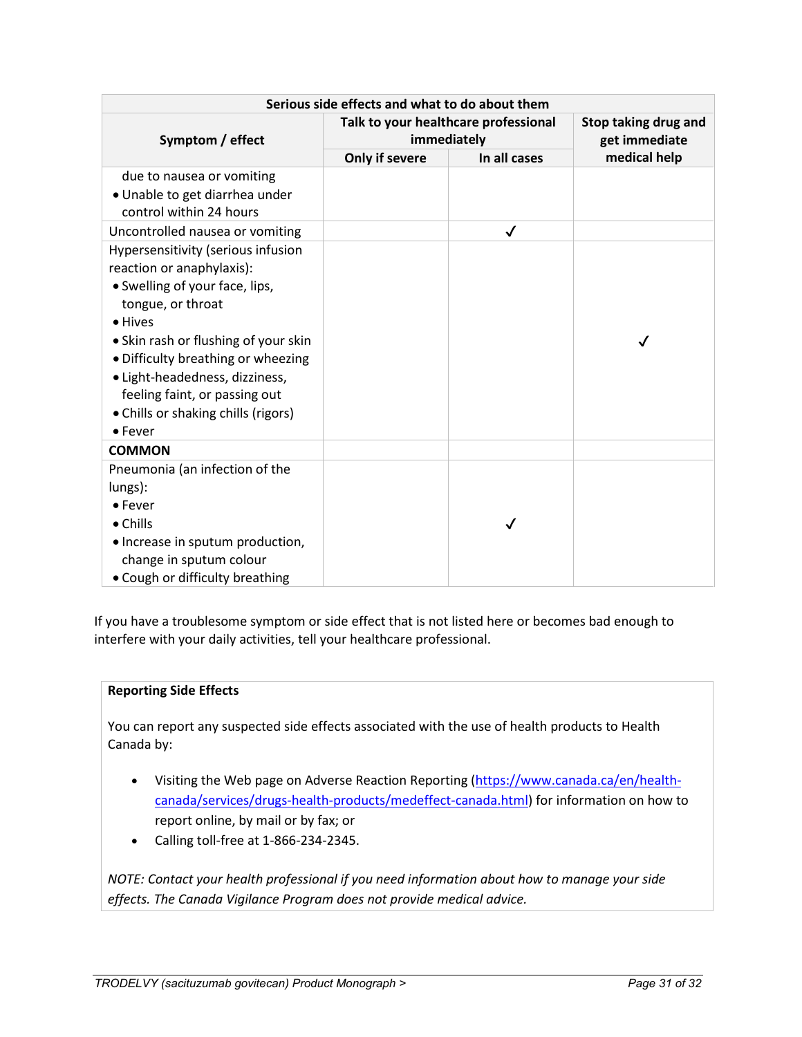| Serious side effects and what to do about them | | | |
|---|---|---|---|
| **Symptom / effect** | **Talk to your healthcare professional immediately** | | **Stop taking drug and get immediate medical help** |
| | **Only if severe** | **In all cases** | |
| due to nausea or vomiting<br>• Unable to get diarrhea under control within 24 hours | | | |
| Uncontrolled nausea or vomiting | | ✓ | |
| Hypersensitivity (serious infusion reaction or anaphylaxis):<br>• Swelling of your face, lips, tongue, or throat<br>• Hives<br>• Skin rash or flushing of your skin<br>• Difficulty breathing or wheezing<br>• Light-headedness, dizziness, feeling faint, or passing out<br>• Chills or shaking chills (rigors)<br>• Fever | | | ✓ |
| **COMMON** | | | |
| Pneumonia (an infection of the lungs):<br>• Fever<br>• Chills<br>• Increase in sputum production, change in sputum colour<br>• Cough or difficulty breathing | | ✓ | |

If you have a troublesome symptom or side effect that is not listed here or becomes bad enough to interfere with your daily activities, tell your healthcare professional.

**Reporting Side Effects**

You can report any suspected side effects associated with the use of health products to Health Canada by:

- Visiting the Web page on Adverse Reaction Reporting (https://www.canada.ca/en/health-canada/services/drugs-health-products/medeffect-canada.html) for information on how to report online, by mail or by fax; or
- Calling toll-free at 1-866-234-2345.

*NOTE: Contact your health professional if you need information about how to manage your side effects. The Canada Vigilance Program does not provide medical advice.*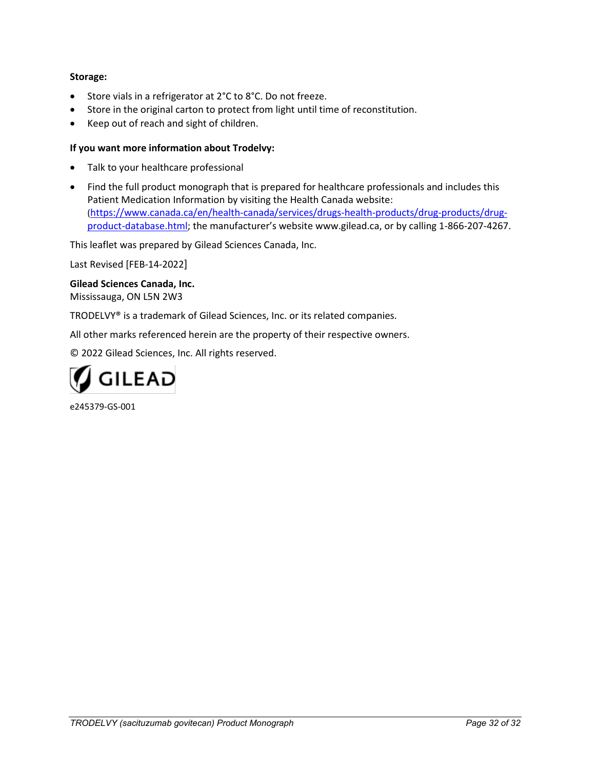**Storage:**

- Store vials in a refrigerator at 2°C to 8°C. Do not freeze.
- Store in the original carton to protect from light until time of reconstitution.
- Keep out of reach and sight of children.

**If you want more information about Trodelvy:**

- Talk to your healthcare professional
- Find the full product monograph that is prepared for healthcare professionals and includes this Patient Medication Information by visiting the Health Canada website: (https://www.canada.ca/en/health-canada/services/drugs-health-products/drug-products/drug-product-database.html; the manufacturer's website www.gilead.ca, or by calling 1-866-207-4267.

This leaflet was prepared by Gilead Sciences Canada, Inc.

Last Revised [FEB-14-2022]

**Gilead Sciences Canada, Inc.**
Mississauga, ON L5N 2W3

TRODELVY® is a trademark of Gilead Sciences, Inc. or its related companies.

All other marks referenced herein are the property of their respective owners.

© 2022 Gilead Sciences, Inc. All rights reserved.

GILEAD

e245379-GS-001